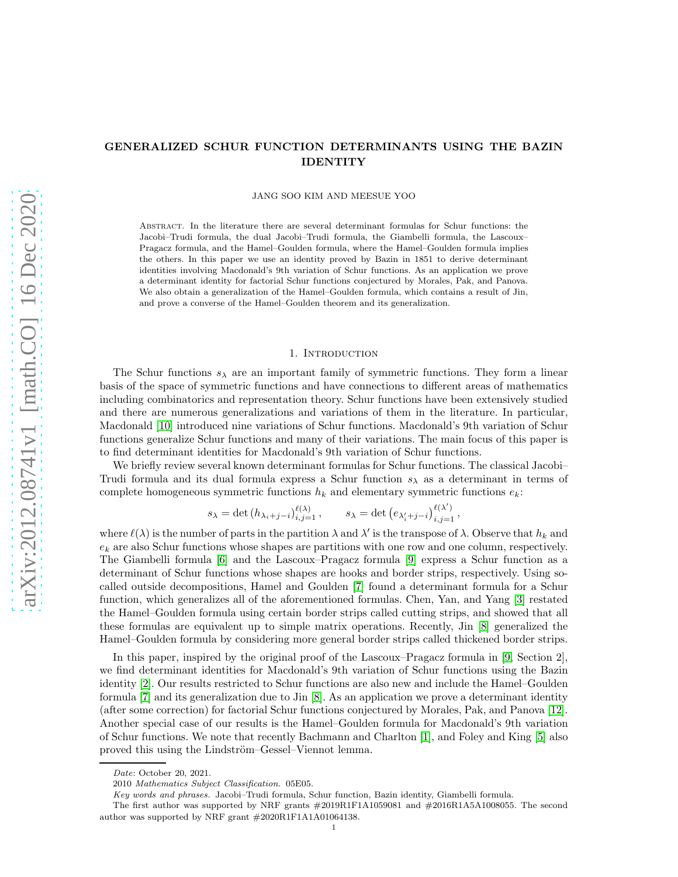# GENERALIZED SCHUR FUNCTION DETERMINANTS USING THE BAZIN IDENTITY

JANG SOO KIM AND MEESUE YOO

Abstract. In the literature there are several determinant formulas for Schur functions: the Jacobi–Trudi formula, the dual Jacobi–Trudi formula, the Giambelli formula, the Lascoux–Pragacz formula, and the Hamel–Goulden formula, where the Hamel–Goulden formula implies the others. In this paper we use an identity proved by Bazin in 1851 to derive determinant identities involving Macdonald's 9th variation of Schur functions. As an application we prove a determinant identity for factorial Schur functions conjectured by Morales, Pak, and Panova. We also obtain a generalization of the Hamel–Goulden formula, which contains a result of Jin, and prove a converse of the Hamel–Goulden theorem and its generalization.

## 1. Introduction

The Schur functions $s_\lambda$ are an important family of symmetric functions. They form a linear basis of the space of symmetric functions and have connections to different areas of mathematics including combinatorics and representation theory. Schur functions have been extensively studied and there are numerous generalizations and variations of them in the literature. In particular, Macdonald [10] introduced nine variations of Schur functions. Macdonald's 9th variation of Schur functions generalize Schur functions and many of their variations. The main focus of this paper is to find determinant identities for Macdonald's 9th variation of Schur functions.

We briefly review several known determinant formulas for Schur functions. The classical Jacobi–Trudi formula and its dual formula express a Schur function $s_\lambda$ as a determinant in terms of complete homogeneous symmetric functions $h_k$ and elementary symmetric functions $e_k$:

$$s_\lambda = \det\left(h_{\lambda_i+j-i}\right)_{i,j=1}^{\ell(\lambda)}, \qquad s_\lambda = \det\left(e_{\lambda'_i+j-i}\right)_{i,j=1}^{\ell(\lambda')},$$

where $\ell(\lambda)$ is the number of parts in the partition $\lambda$ and $\lambda'$ is the transpose of $\lambda$. Observe that $h_k$ and $e_k$ are also Schur functions whose shapes are partitions with one row and one column, respectively. The Giambelli formula [6] and the Lascoux–Pragacz formula [9] express a Schur function as a determinant of Schur functions whose shapes are hooks and border strips, respectively. Using so-called outside decompositions, Hamel and Goulden [7] found a determinant formula for a Schur function, which generalizes all of the aforementioned formulas. Chen, Yan, and Yang [3] restated the Hamel–Goulden formula using certain border strips called cutting strips, and showed that all these formulas are equivalent up to simple matrix operations. Recently, Jin [8] generalized the Hamel–Goulden formula by considering more general border strips called thickened border strips.

In this paper, inspired by the original proof of the Lascoux–Pragacz formula in [9, Section 2], we find determinant identities for Macdonald's 9th variation of Schur functions using the Bazin identity [2]. Our results restricted to Schur functions are also new and include the Hamel–Goulden formula [7] and its generalization due to Jin [8]. As an application we prove a determinant identity (after some correction) for factorial Schur functions conjectured by Morales, Pak, and Panova [12]. Another special case of our results is the Hamel–Goulden formula for Macdonald's 9th variation of Schur functions. We note that recently Bachmann and Charlton [1], and Foley and King [5] also proved this using the Lindström–Gessel–Viennot lemma.

*Date*: October 20, 2021.

2010 *Mathematics Subject Classification.* 05E05.

*Key words and phrases.* Jacobi–Trudi formula, Schur function, Bazin identity, Giambelli formula.

The first author was supported by NRF grants #2019R1F1A1059081 and #2016R1A5A1008055. The second author was supported by NRF grant #2020R1F1A1A01064138.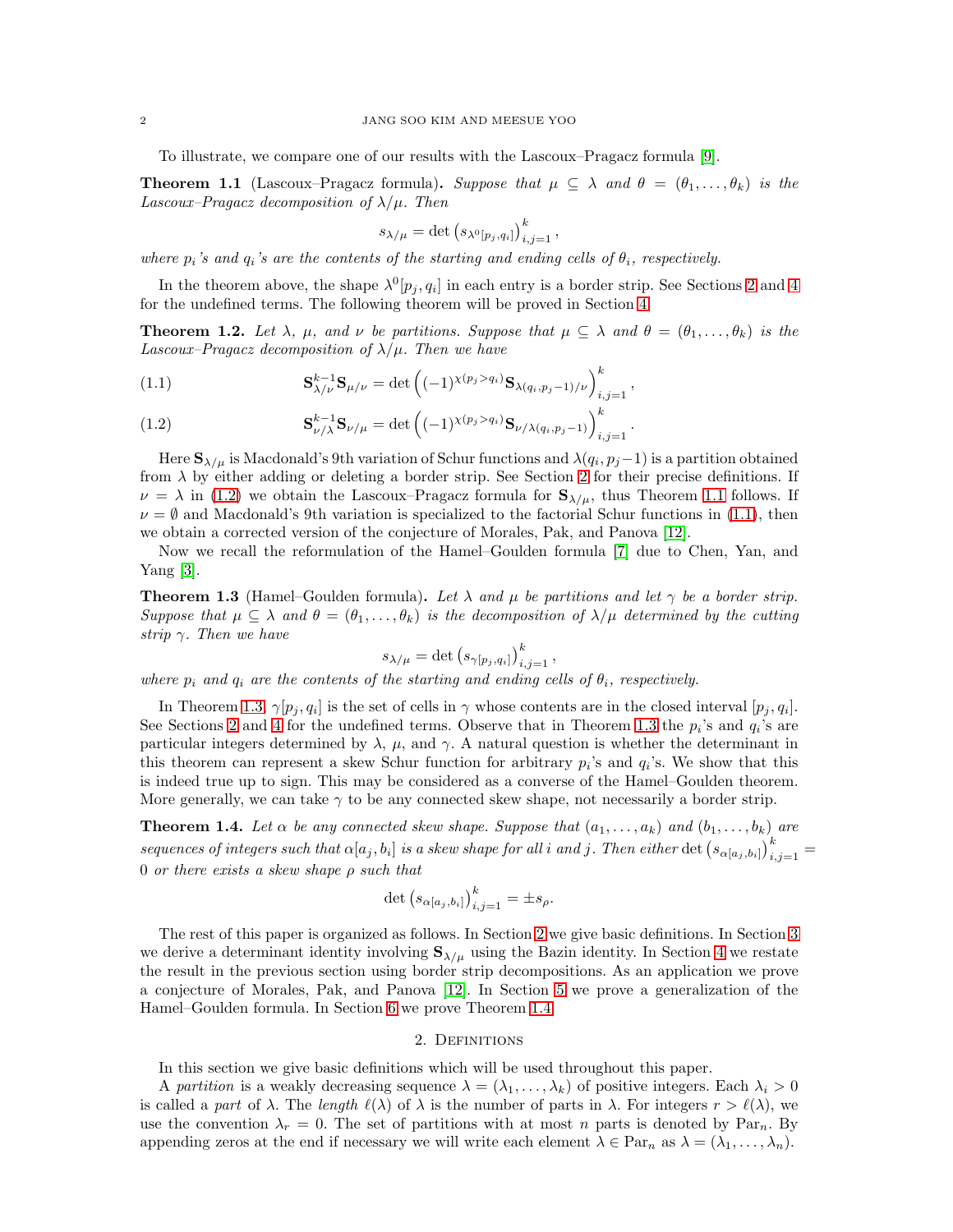To illustrate, we compare one of our results with the Lascoux–Pragacz formula [9].

**Theorem 1.1** (Lascoux–Pragacz formula)**.** *Suppose that $\mu \subseteq \lambda$ and $\theta = (\theta_1, \dots, \theta_k)$ is the Lascoux–Pragacz decomposition of $\lambda/\mu$. Then*

$$s_{\lambda/\mu} = \det \left(s_{\lambda^0[p_j,q_i]}\right)_{i,j=1}^{k},$$

*where $p_i$'s and $q_i$'s are the contents of the starting and ending cells of $\theta_i$, respectively.*

In the theorem above, the shape $\lambda^0[p_j, q_i]$ in each entry is a border strip. See Sections 2 and 4 for the undefined terms. The following theorem will be proved in Section 4.

**Theorem 1.2.** *Let $\lambda$, $\mu$, and $\nu$ be partitions. Suppose that $\mu \subseteq \lambda$ and $\theta = (\theta_1, \dots, \theta_k)$ is the Lascoux–Pragacz decomposition of $\lambda/\mu$. Then we have*

$$\mathbf{S}_{\lambda/\nu}^{k-1}\mathbf{S}_{\mu/\nu} = \det\left((-1)^{\chi(p_j>q_i)}\mathbf{S}_{\lambda(q_i,p_j-1)/\nu}\right)_{i,j=1}^{k}, \tag{1.1}$$

$$\mathbf{S}_{\nu/\lambda}^{k-1}\mathbf{S}_{\nu/\mu} = \det\left((-1)^{\chi(p_j>q_i)}\mathbf{S}_{\nu/\lambda(q_i,p_j-1)}\right)_{i,j=1}^{k}. \tag{1.2}$$

Here $\mathbf{S}_{\lambda/\mu}$ is Macdonald's 9th variation of Schur functions and $\lambda(q_i, p_j-1)$ is a partition obtained from $\lambda$ by either adding or deleting a border strip. See Section 2 for their precise definitions. If $\nu = \lambda$ in (1.2) we obtain the Lascoux–Pragacz formula for $\mathbf{S}_{\lambda/\mu}$, thus Theorem 1.1 follows. If $\nu = \emptyset$ and Macdonald's 9th variation is specialized to the factorial Schur functions in (1.1), then we obtain a corrected version of the conjecture of Morales, Pak, and Panova [12].

Now we recall the reformulation of the Hamel–Goulden formula [7] due to Chen, Yan, and Yang [3].

**Theorem 1.3** (Hamel–Goulden formula)**.** *Let $\lambda$ and $\mu$ be partitions and let $\gamma$ be a border strip. Suppose that $\mu \subseteq \lambda$ and $\theta = (\theta_1, \dots, \theta_k)$ is the decomposition of $\lambda/\mu$ determined by the cutting strip $\gamma$. Then we have*

$$s_{\lambda/\mu} = \det \left(s_{\gamma[p_j,q_i]}\right)_{i,j=1}^{k},$$

*where $p_i$ and $q_i$ are the contents of the starting and ending cells of $\theta_i$, respectively.*

In Theorem 1.3, $\gamma[p_j, q_i]$ is the set of cells in $\gamma$ whose contents are in the closed interval $[p_j, q_i]$. See Sections 2 and 4 for the undefined terms. Observe that in Theorem 1.3 the $p_i$'s and $q_i$'s are particular integers determined by $\lambda$, $\mu$, and $\gamma$. A natural question is whether the determinant in this theorem can represent a skew Schur function for arbitrary $p_i$'s and $q_i$'s. We show that this is indeed true up to sign. This may be considered as a converse of the Hamel–Goulden theorem. More generally, we can take $\gamma$ to be any connected skew shape, not necessarily a border strip.

**Theorem 1.4.** *Let $\alpha$ be any connected skew shape. Suppose that $(a_1, \dots, a_k)$ and $(b_1, \dots, b_k)$ are sequences of integers such that $\alpha[a_j, b_i]$ is a skew shape for all $i$ and $j$. Then either $\det\left(s_{\alpha[a_j,b_i]}\right)_{i,j=1}^{k} = 0$ or there exists a skew shape $\rho$ such that*

$$\det \left(s_{\alpha[a_j,b_i]}\right)_{i,j=1}^{k} = \pm s_{\rho}.$$

The rest of this paper is organized as follows. In Section 2 we give basic definitions. In Section 3 we derive a determinant identity involving $\mathbf{S}_{\lambda/\mu}$ using the Bazin identity. In Section 4 we restate the result in the previous section using border strip decompositions. As an application we prove a conjecture of Morales, Pak, and Panova [12]. In Section 5 we prove a generalization of the Hamel–Goulden formula. In Section 6 we prove Theorem 1.4.

## 2. Definitions

In this section we give basic definitions which will be used throughout this paper.

A *partition* is a weakly decreasing sequence $\lambda = (\lambda_1, \dots, \lambda_k)$ of positive integers. Each $\lambda_i > 0$ is called a *part* of $\lambda$. The *length* $\ell(\lambda)$ of $\lambda$ is the number of parts in $\lambda$. For integers $r > \ell(\lambda)$, we use the convention $\lambda_r = 0$. The set of partitions with at most $n$ parts is denoted by $\mathrm{Par}_n$. By appending zeros at the end if necessary we will write each element $\lambda \in \mathrm{Par}_n$ as $\lambda = (\lambda_1, \dots, \lambda_n)$.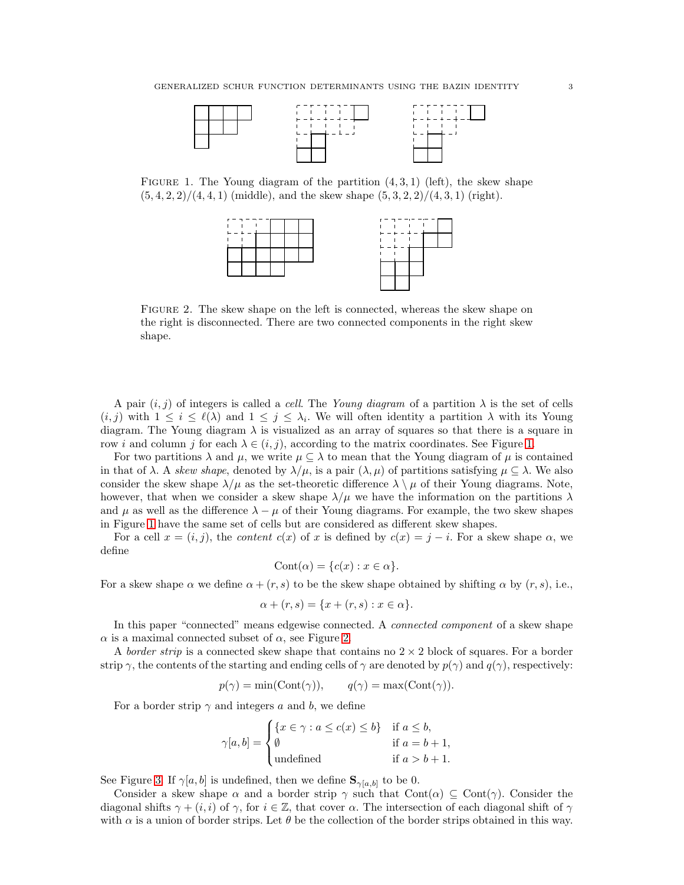FIGURE 1. The Young diagram of the partition $(4, 3, 1)$ (left), the skew shape $(5, 4, 2, 2)/(4, 4, 1)$ (middle), and the skew shape $(5, 3, 2, 2)/(4, 3, 1)$ (right).

FIGURE 2. The skew shape on the left is connected, whereas the skew shape on the right is disconnected. There are two connected components in the right skew shape.

A pair $(i, j)$ of integers is called a *cell*. The *Young diagram* of a partition $\lambda$ is the set of cells $(i, j)$ with $1 \le i \le \ell(\lambda)$ and $1 \le j \le \lambda_i$. We will often identity a partition $\lambda$ with its Young diagram. The Young diagram $\lambda$ is visualized as an array of squares so that there is a square in row $i$ and column $j$ for each $\lambda \in (i, j)$, according to the matrix coordinates. See Figure 1.

For two partitions $\lambda$ and $\mu$, we write $\mu \subseteq \lambda$ to mean that the Young diagram of $\mu$ is contained in that of $\lambda$. A *skew shape*, denoted by $\lambda/\mu$, is a pair $(\lambda, \mu)$ of partitions satisfying $\mu \subseteq \lambda$. We also consider the skew shape $\lambda/\mu$ as the set-theoretic difference $\lambda \setminus \mu$ of their Young diagrams. Note, however, that when we consider a skew shape $\lambda/\mu$ we have the information on the partitions $\lambda$ and $\mu$ as well as the difference $\lambda - \mu$ of their Young diagrams. For example, the two skew shapes in Figure 1 have the same set of cells but are considered as different skew shapes.

For a cell $x = (i, j)$, the *content* $c(x)$ of $x$ is defined by $c(x) = j - i$. For a skew shape $\alpha$, we define

$$\mathrm{Cont}(\alpha) = \{c(x) : x \in \alpha\}.$$

For a skew shape $\alpha$ we define $\alpha + (r, s)$ to be the skew shape obtained by shifting $\alpha$ by $(r, s)$, i.e.,

$$\alpha + (r, s) = \{x + (r, s) : x \in \alpha\}.$$

In this paper "connected" means edgewise connected. A *connected component* of a skew shape $\alpha$ is a maximal connected subset of $\alpha$, see Figure 2.

A *border strip* is a connected skew shape that contains no $2 \times 2$ block of squares. For a border strip $\gamma$, the contents of the starting and ending cells of $\gamma$ are denoted by $p(\gamma)$ and $q(\gamma)$, respectively:

$$p(\gamma) = \min(\mathrm{Cont}(\gamma)), \qquad q(\gamma) = \max(\mathrm{Cont}(\gamma)).$$

For a border strip $\gamma$ and integers $a$ and $b$, we define

$$\gamma[a, b] = \begin{cases} \{x \in \gamma : a \le c(x) \le b\} & \text{if } a \le b, \\ \emptyset & \text{if } a = b + 1, \\ \text{undefined} & \text{if } a > b + 1. \end{cases}$$

See Figure 3. If $\gamma[a, b]$ is undefined, then we define $\mathbf{S}_{\gamma[a,b]}$ to be 0.

Consider a skew shape $\alpha$ and a border strip $\gamma$ such that $\mathrm{Cont}(\alpha) \subseteq \mathrm{Cont}(\gamma)$. Consider the diagonal shifts $\gamma + (i, i)$ of $\gamma$, for $i \in \mathbb{Z}$, that cover $\alpha$. The intersection of each diagonal shift of $\gamma$ with $\alpha$ is a union of border strips. Let $\theta$ be the collection of the border strips obtained in this way.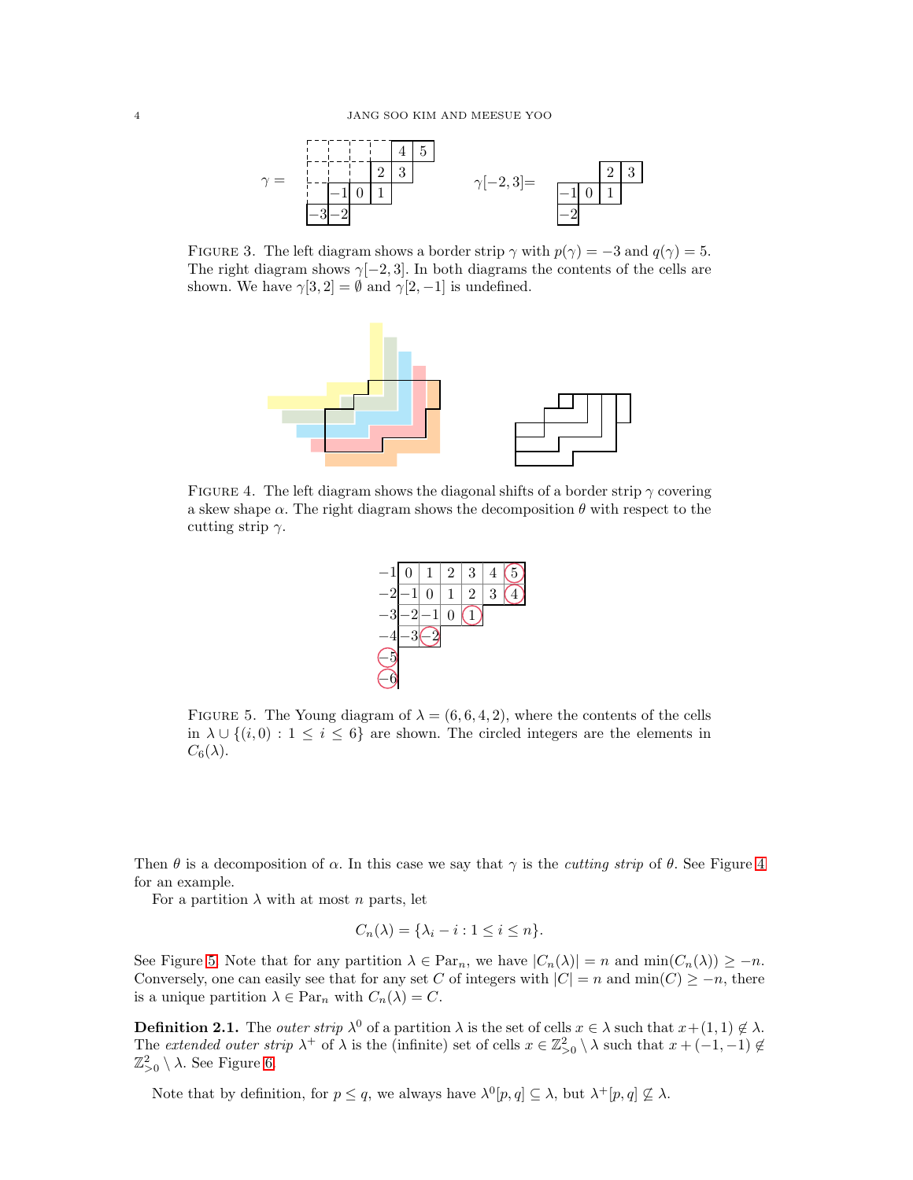FIGURE 3. The left diagram shows a border strip $\gamma$ with $p(\gamma) = -3$ and $q(\gamma) = 5$. The right diagram shows $\gamma[-2, 3]$. In both diagrams the contents of the cells are shown. We have $\gamma[3, 2] = \emptyset$ and $\gamma[2, -1]$ is undefined.

FIGURE 4. The left diagram shows the diagonal shifts of a border strip $\gamma$ covering a skew shape $\alpha$. The right diagram shows the decomposition $\theta$ with respect to the cutting strip $\gamma$.

FIGURE 5. The Young diagram of $\lambda = (6, 6, 4, 2)$, where the contents of the cells in $\lambda \cup \{(i, 0) : 1 \le i \le 6\}$ are shown. The circled integers are the elements in $C_6(\lambda)$.

Then $\theta$ is a decomposition of $\alpha$. In this case we say that $\gamma$ is the *cutting strip* of $\theta$. See Figure 4 for an example.

For a partition $\lambda$ with at most $n$ parts, let

$$C_n(\lambda) = \{\lambda_i - i : 1 \le i \le n\}.$$

See Figure 5. Note that for any partition $\lambda \in \mathrm{Par}_n$, we have $|C_n(\lambda)| = n$ and $\min(C_n(\lambda)) \ge -n$. Conversely, one can easily see that for any set $C$ of integers with $|C| = n$ and $\min(C) \ge -n$, there is a unique partition $\lambda \in \mathrm{Par}_n$ with $C_n(\lambda) = C$.

**Definition 2.1.** The *outer strip* $\lambda^0$ of a partition $\lambda$ is the set of cells $x \in \lambda$ such that $x + (1, 1) \notin \lambda$. The *extended outer strip* $\lambda^+$ of $\lambda$ is the (infinite) set of cells $x \in \mathbb{Z}^2_{>0} \setminus \lambda$ such that $x + (-1, -1) \notin \mathbb{Z}^2_{>0} \setminus \lambda$. See Figure 6.

Note that by definition, for $p \le q$, we always have $\lambda^0[p, q] \subseteq \lambda$, but $\lambda^+[p, q] \not\subseteq \lambda$.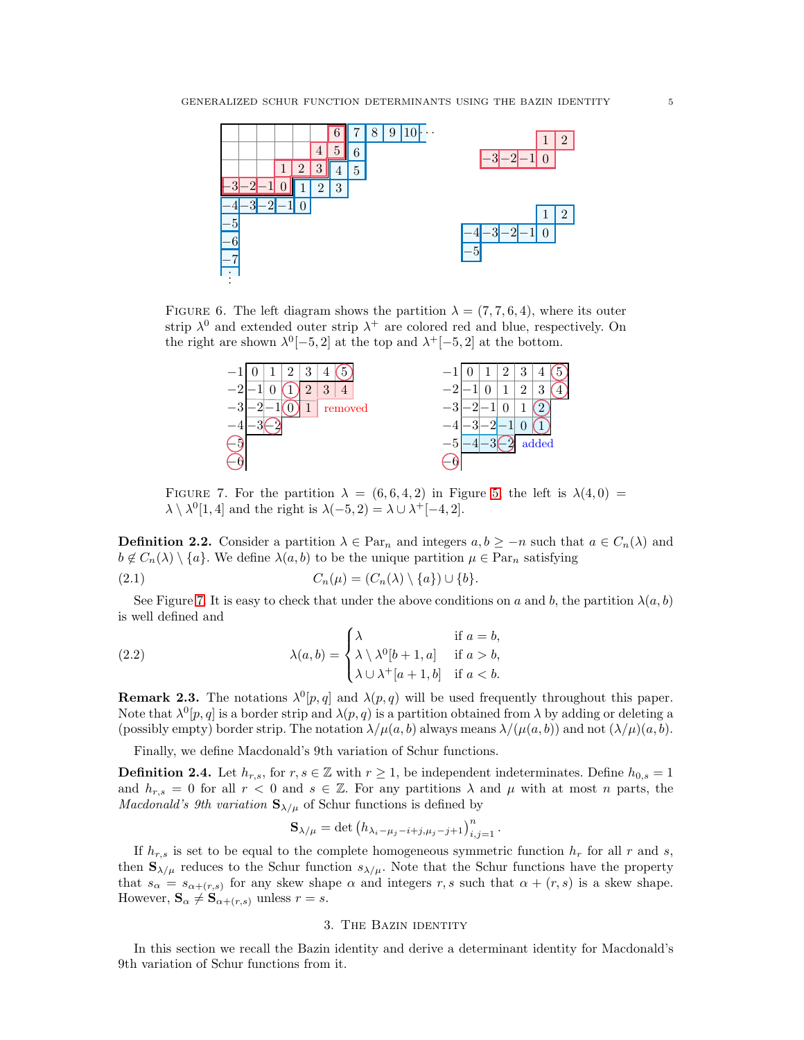FIGURE 6. The left diagram shows the partition $\lambda = (7,7,6,4)$, where its outer strip $\lambda^0$ and extended outer strip $\lambda^+$ are colored red and blue, respectively. On the right are shown $\lambda^0[-5,2]$ at the top and $\lambda^+[-5,2]$ at the bottom.

FIGURE 7. For the partition $\lambda = (6,6,4,2)$ in Figure 5, the left is $\lambda(4,0) = \lambda \setminus \lambda^0[1,4]$ and the right is $\lambda(-5,2) = \lambda \cup \lambda^+[-4,2]$.

**Definition 2.2.** Consider a partition $\lambda \in \mathrm{Par}_n$ and integers $a, b \geq -n$ such that $a \in C_n(\lambda)$ and $b \notin C_n(\lambda) \setminus \{a\}$. We define $\lambda(a,b)$ to be the unique partition $\mu \in \mathrm{Par}_n$ satisfying

$$C_n(\mu) = (C_n(\lambda) \setminus \{a\}) \cup \{b\}. \tag{2.1}$$

See Figure 7. It is easy to check that under the above conditions on $a$ and $b$, the partition $\lambda(a,b)$ is well defined and

$$\lambda(a,b) = \begin{cases} \lambda & \text{if } a = b, \\ \lambda \setminus \lambda^0[b+1,a] & \text{if } a > b, \\ \lambda \cup \lambda^+[a+1,b] & \text{if } a < b. \end{cases} \tag{2.2}$$

**Remark 2.3.** The notations $\lambda^0[p,q]$ and $\lambda(p,q)$ will be used frequently throughout this paper. Note that $\lambda^0[p,q]$ is a border strip and $\lambda(p,q)$ is a partition obtained from $\lambda$ by adding or deleting a (possibly empty) border strip. The notation $\lambda/\mu(a,b)$ always means $\lambda/(\mu(a,b))$ and not $(\lambda/\mu)(a,b)$.

Finally, we define Macdonald's 9th variation of Schur functions.

**Definition 2.4.** Let $h_{r,s}$, for $r, s \in \mathbb{Z}$ with $r \geq 1$, be independent indeterminates. Define $h_{0,s} = 1$ and $h_{r,s} = 0$ for all $r < 0$ and $s \in \mathbb{Z}$. For any partitions $\lambda$ and $\mu$ with at most $n$ parts, the *Macdonald's 9th variation* $\mathbf{S}_{\lambda/\mu}$ of Schur functions is defined by

$$\mathbf{S}_{\lambda/\mu} = \det \left( h_{\lambda_i - \mu_j - i + j, \mu_j - j + 1} \right)_{i,j=1}^n.$$

If $h_{r,s}$ is set to be equal to the complete homogeneous symmetric function $h_r$ for all $r$ and $s$, then $\mathbf{S}_{\lambda/\mu}$ reduces to the Schur function $s_{\lambda/\mu}$. Note that the Schur functions have the property that $s_\alpha = s_{\alpha+(r,s)}$ for any skew shape $\alpha$ and integers $r, s$ such that $\alpha + (r,s)$ is a skew shape. However, $\mathbf{S}_\alpha \neq \mathbf{S}_{\alpha+(r,s)}$ unless $r = s$.

## 3. The Bazin identity

In this section we recall the Bazin identity and derive a determinant identity for Macdonald's 9th variation of Schur functions from it.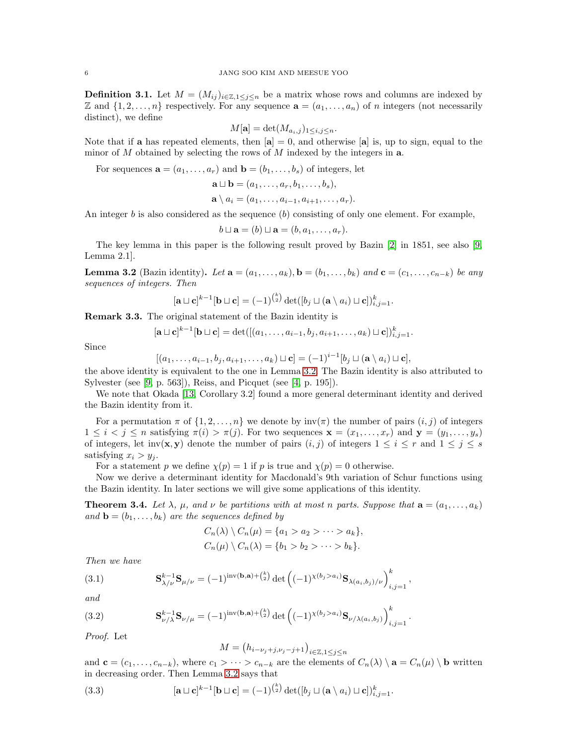**Definition 3.1.** Let $M = (M_{ij})_{i\in\mathbb{Z}, 1\le j\le n}$ be a matrix whose rows and columns are indexed by $\mathbb{Z}$ and $\{1, 2, \dots, n\}$ respectively. For any sequence $\mathbf{a} = (a_1, \dots, a_n)$ of $n$ integers (not necessarily distinct), we define

$$M[\mathbf{a}] = \det(M_{a_i,j})_{1\le i,j\le n}.$$

Note that if $\mathbf{a}$ has repeated elements, then $[\mathbf{a}] = 0$, and otherwise $[\mathbf{a}]$ is, up to sign, equal to the minor of $M$ obtained by selecting the rows of $M$ indexed by the integers in $\mathbf{a}$.

For sequences $\mathbf{a} = (a_1, \dots, a_r)$ and $\mathbf{b} = (b_1, \dots, b_s)$ of integers, let

$$\mathbf{a} \sqcup \mathbf{b} = (a_1, \dots, a_r, b_1, \dots, b_s),$$
$$\mathbf{a} \setminus a_i = (a_1, \dots, a_{i-1}, a_{i+1}, \dots, a_r).$$

An integer $b$ is also considered as the sequence $(b)$ consisting of only one element. For example,

$$b \sqcup \mathbf{a} = (b) \sqcup \mathbf{a} = (b, a_1, \dots, a_r).$$

The key lemma in this paper is the following result proved by Bazin [2] in 1851, see also [9, Lemma 2.1].

**Lemma 3.2** (Bazin identity)**.** *Let $\mathbf{a} = (a_1, \dots, a_k), \mathbf{b} = (b_1, \dots, b_k)$ and $\mathbf{c} = (c_1, \dots, c_{n-k})$ be any sequences of integers. Then*

$$[\mathbf{a} \sqcup \mathbf{c}]^{k-1}[\mathbf{b} \sqcup \mathbf{c}] = (-1)^{\binom{k}{2}} \det([b_j \sqcup (\mathbf{a} \setminus a_i) \sqcup \mathbf{c}])_{i,j=1}^k.$$

**Remark 3.3.** The original statement of the Bazin identity is

$$[\mathbf{a} \sqcup \mathbf{c}]^{k-1}[\mathbf{b} \sqcup \mathbf{c}] = \det([(a_1, \dots, a_{i-1}, b_j, a_{i+1}, \dots, a_k) \sqcup \mathbf{c}])_{i,j=1}^k.$$

Since

$$[(a_1, \dots, a_{i-1}, b_j, a_{i+1}, \dots, a_k) \sqcup \mathbf{c}] = (-1)^{i-1}[b_j \sqcup (\mathbf{a} \setminus a_i) \sqcup \mathbf{c}],$$

the above identity is equivalent to the one in Lemma 3.2. The Bazin identity is also attributed to Sylvester (see [9, p. 563]), Reiss, and Picquet (see [4, p. 195]).

We note that Okada [13, Corollary 3.2] found a more general determinant identity and derived the Bazin identity from it.

For a permutation $\pi$ of $\{1, 2, \dots, n\}$ we denote by $\mathrm{inv}(\pi)$ the number of pairs $(i, j)$ of integers $1 \le i < j \le n$ satisfying $\pi(i) > \pi(j)$. For two sequences $\mathbf{x} = (x_1, \dots, x_r)$ and $\mathbf{y} = (y_1, \dots, y_s)$ of integers, let $\mathrm{inv}(\mathbf{x}, \mathbf{y})$ denote the number of pairs $(i, j)$ of integers $1 \le i \le r$ and $1 \le j \le s$ satisfying $x_i > y_j$.

For a statement $p$ we define $\chi(p) = 1$ if $p$ is true and $\chi(p) = 0$ otherwise.

Now we derive a determinant identity for Macdonald's 9th variation of Schur functions using the Bazin identity. In later sections we will give some applications of this identity.

**Theorem 3.4.** *Let $\lambda$, $\mu$, and $\nu$ be partitions with at most $n$ parts. Suppose that $\mathbf{a} = (a_1, \dots, a_k)$ and $\mathbf{b} = (b_1, \dots, b_k)$ are the sequences defined by*

$$C_n(\lambda) \setminus C_n(\mu) = \{a_1 > a_2 > \dots > a_k\},$$
$$C_n(\mu) \setminus C_n(\lambda) = \{b_1 > b_2 > \dots > b_k\}.$$

*Then we have*

$$\mathbf{S}_{\lambda/\nu}^{k-1}\mathbf{S}_{\mu/\nu} = (-1)^{\mathrm{inv}(\mathbf{b},\mathbf{a})+\binom{k}{2}} \det\left((-1)^{\chi(b_j>a_i)}\mathbf{S}_{\lambda(a_i,b_j)/\nu}\right)_{i,j=1}^k, \tag{3.1}$$

*and*

$$\mathbf{S}_{\nu/\lambda}^{k-1}\mathbf{S}_{\nu/\mu} = (-1)^{\mathrm{inv}(\mathbf{b},\mathbf{a})+\binom{k}{2}} \det\left((-1)^{\chi(b_j>a_i)}\mathbf{S}_{\nu/\lambda(a_i,b_j)}\right)_{i,j=1}^k. \tag{3.2}$$

*Proof.* Let

$$M = \left(h_{i-\nu_j+j,\nu_j-j+1}\right)_{i\in\mathbb{Z},1\le j\le n}$$

and $\mathbf{c} = (c_1, \dots, c_{n-k})$, where $c_1 > \dots > c_{n-k}$ are the elements of $C_n(\lambda) \setminus \mathbf{a} = C_n(\mu) \setminus \mathbf{b}$ written in decreasing order. Then Lemma 3.2 says that

$$[\mathbf{a} \sqcup \mathbf{c}]^{k-1}[\mathbf{b} \sqcup \mathbf{c}] = (-1)^{\binom{k}{2}} \det([b_j \sqcup (\mathbf{a} \setminus a_i) \sqcup \mathbf{c}])_{i,j=1}^k. \tag{3.3}$$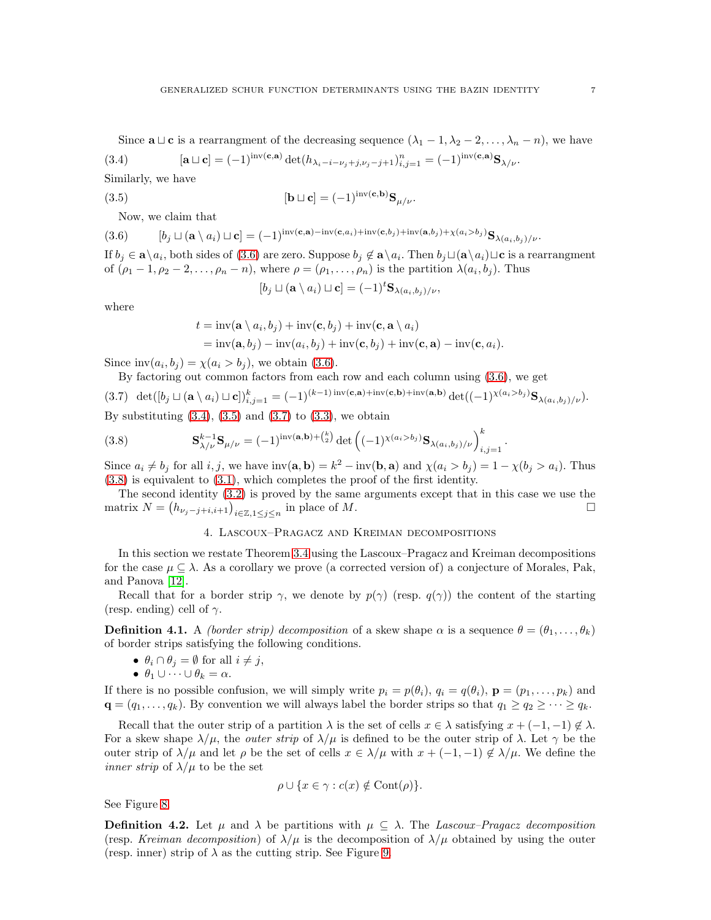Since $\mathbf{a} \sqcup \mathbf{c}$ is a rearrangement of the decreasing sequence $(\lambda_1 - 1, \lambda_2 - 2, \dots, \lambda_n - n)$, we have

$$[\mathbf{a} \sqcup \mathbf{c}] = (-1)^{\operatorname{inv}(\mathbf{c},\mathbf{a})} \det(h_{\lambda_i - i - \nu_j + j, \nu_j - j + 1})_{i,j=1}^n = (-1)^{\operatorname{inv}(\mathbf{c},\mathbf{a})} \mathbf{S}_{\lambda/\nu}. \tag{3.4}$$

Similarly, we have

$$[\mathbf{b} \sqcup \mathbf{c}] = (-1)^{\operatorname{inv}(\mathbf{c},\mathbf{b})} \mathbf{S}_{\mu/\nu}. \tag{3.5}$$

Now, we claim that

$$[b_j \sqcup (\mathbf{a} \setminus a_i) \sqcup \mathbf{c}] = (-1)^{\operatorname{inv}(\mathbf{c},\mathbf{a}) - \operatorname{inv}(\mathbf{c}, a_i) + \operatorname{inv}(\mathbf{c}, b_j) + \operatorname{inv}(\mathbf{a}, b_j) + \chi(a_i > b_j)} \mathbf{S}_{\lambda(a_i, b_j)/\nu}. \tag{3.6}$$

If $b_j \in \mathbf{a} \setminus a_i$, both sides of (3.6) are zero. Suppose $b_j \notin \mathbf{a} \setminus a_i$. Then $b_j \sqcup (\mathbf{a} \setminus a_i) \sqcup \mathbf{c}$ is a rearrangment of $(\rho_1 - 1, \rho_2 - 2, \dots, \rho_n - n)$, where $\rho = (\rho_1, \dots, \rho_n)$ is the partition $\lambda(a_i, b_j)$. Thus

$$[b_j \sqcup (\mathbf{a} \setminus a_i) \sqcup \mathbf{c}] = (-1)^t \mathbf{S}_{\lambda(a_i, b_j)/\nu},$$

where

$$\begin{aligned} t &= \operatorname{inv}(\mathbf{a} \setminus a_i, b_j) + \operatorname{inv}(\mathbf{c}, b_j) + \operatorname{inv}(\mathbf{c}, \mathbf{a} \setminus a_i) \\ &= \operatorname{inv}(\mathbf{a}, b_j) - \operatorname{inv}(a_i, b_j) + \operatorname{inv}(\mathbf{c}, b_j) + \operatorname{inv}(\mathbf{c}, \mathbf{a}) - \operatorname{inv}(\mathbf{c}, a_i). \end{aligned}$$

Since $\operatorname{inv}(a_i, b_j) = \chi(a_i > b_j)$, we obtain (3.6).

By factoring out common factors from each row and each column using (3.6), we get

$$\det([b_j \sqcup (\mathbf{a} \setminus a_i) \sqcup \mathbf{c}])_{i,j=1}^k = (-1)^{(k-1)\operatorname{inv}(\mathbf{c},\mathbf{a}) + \operatorname{inv}(\mathbf{c},\mathbf{b}) + \operatorname{inv}(\mathbf{a},\mathbf{b})} \det((-1)^{\chi(a_i > b_j)} \mathbf{S}_{\lambda(a_i,b_j)/\nu}). \tag{3.7}$$

By substituting (3.4), (3.5) and (3.7) to (3.3), we obtain

$$\mathbf{S}_{\lambda/\nu}^{k-1} \mathbf{S}_{\mu/\nu} = (-1)^{\operatorname{inv}(\mathbf{a},\mathbf{b}) + \binom{k}{2}} \det\left( (-1)^{\chi(a_i > b_j)} \mathbf{S}_{\lambda(a_i,b_j)/\nu} \right)_{i,j=1}^k. \tag{3.8}$$

Since $a_i \neq b_j$ for all $i, j$, we have $\operatorname{inv}(\mathbf{a}, \mathbf{b}) = k^2 - \operatorname{inv}(\mathbf{b}, \mathbf{a})$ and $\chi(a_i > b_j) = 1 - \chi(b_j > a_i)$. Thus (3.8) is equivalent to (3.1), which completes the proof of the first identity.

The second identity (3.2) is proved by the same arguments except that in this case we use the matrix $N = \left(h_{\nu_j - j + i, i+1}\right)_{i \in \mathbb{Z}, 1 \le j \le n}$ in place of $M$. $\square$

## 4. Lascoux–Pragacz and Kreiman decompositions

In this section we restate Theorem 3.4 using the Lascoux–Pragacz and Kreiman decompositions for the case $\mu \subseteq \lambda$. As a corollary we prove (a corrected version of) a conjecture of Morales, Pak, and Panova [12].

Recall that for a border strip $\gamma$, we denote by $p(\gamma)$ (resp. $q(\gamma)$) the content of the starting (resp. ending) cell of $\gamma$.

**Definition 4.1.** A *(border strip) decomposition* of a skew shape $\alpha$ is a sequence $\theta = (\theta_1, \dots, \theta_k)$ of border strips satisfying the following conditions.

- $\theta_i \cap \theta_j = \emptyset$ for all $i \neq j$,
- $\theta_1 \cup \dots \cup \theta_k = \alpha$.

If there is no possible confusion, we will simply write $p_i = p(\theta_i)$, $q_i = q(\theta_i)$, $\mathbf{p} = (p_1, \dots, p_k)$ and $\mathbf{q} = (q_1, \dots, q_k)$. By convention we will always label the border strips so that $q_1 \ge q_2 \ge \dots \ge q_k$.

Recall that the outer strip of a partition $\lambda$ is the set of cells $x \in \lambda$ satisfying $x + (-1, -1) \notin \lambda$. For a skew shape $\lambda/\mu$, the *outer strip* of $\lambda/\mu$ is defined to be the outer strip of $\lambda$. Let $\gamma$ be the outer strip of $\lambda/\mu$ and let $\rho$ be the set of cells $x \in \lambda/\mu$ with $x + (-1, -1) \notin \lambda/\mu$. We define the *inner strip* of $\lambda/\mu$ to be the set

$$\rho \cup \{x \in \gamma : c(x) \notin \operatorname{Cont}(\rho)\}.$$

See Figure 8.

**Definition 4.2.** Let $\mu$ and $\lambda$ be partitions with $\mu \subseteq \lambda$. The *Lascoux–Pragacz decomposition* (resp. *Kreiman decomposition*) of $\lambda/\mu$ is the decomposition of $\lambda/\mu$ obtained by using the outer (resp. inner) strip of $\lambda$ as the cutting strip. See Figure 9.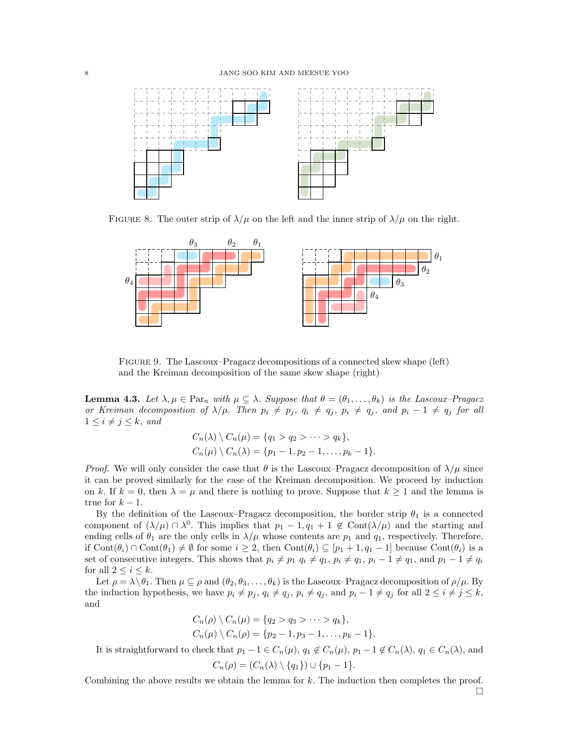FIGURE 8. The outer strip of $\lambda/\mu$ on the left and the inner strip of $\lambda/\mu$ on the right.

FIGURE 9. The Lascoux–Pragacz decompositions of a connected skew shape (left) and the Kreiman decomposition of the same skew shape (right)

**Lemma 4.3.** *Let $\lambda, \mu \in \mathrm{Par}_n$ with $\mu \subseteq \lambda$. Suppose that $\theta = (\theta_1, \dots, \theta_k)$ is the Lascoux–Pragacz or Kreiman decomposition of $\lambda/\mu$. Then $p_i \neq p_j$, $q_i \neq q_j$, $p_i \neq q_j$, and $p_i - 1 \neq q_j$ for all $1 \leq i \neq j \leq k$, and*

$$C_n(\lambda) \setminus C_n(\mu) = \{q_1 > q_2 > \cdots > q_k\},$$
$$C_n(\mu) \setminus C_n(\lambda) = \{p_1 - 1, p_2 - 1, \dots, p_k - 1\}.$$

*Proof.* We will only consider the case that $\theta$ is the Lascoux–Pragacz decomposition of $\lambda/\mu$ since it can be proved similarly for the case of the Kreiman decomposition. We proceed by induction on $k$. If $k = 0$, then $\lambda = \mu$ and there is nothing to prove. Suppose that $k \geq 1$ and the lemma is true for $k - 1$.

By the definition of the Lascoux–Pragacz decomposition, the border strip $\theta_1$ is a connected component of $(\lambda/\mu) \cap \lambda^0$. This implies that $p_1 - 1, q_1 + 1 \notin \mathrm{Cont}(\lambda/\mu)$ and the starting and ending cells of $\theta_1$ are the only cells in $\lambda/\mu$ whose contents are $p_1$ and $q_1$, respectively. Therefore, if $\mathrm{Cont}(\theta_i) \cap \mathrm{Cont}(\theta_1) \neq \emptyset$ for some $i \geq 2$, then $\mathrm{Cont}(\theta_i) \subseteq [p_1 + 1, q_1 - 1]$ because $\mathrm{Cont}(\theta_i)$ is a set of consecutive integers. This shows that $p_i \neq p_1$ $q_i \neq q_1$, $p_i \neq q_1$, $p_i - 1 \neq q_1$, and $p_1 - 1 \neq q_i$ for all $2 \leq i \leq k$.

Let $\rho = \lambda \setminus \theta_1$. Then $\mu \subseteq \rho$ and $(\theta_2, \theta_3, \dots, \theta_k)$ is the Lascoux–Pragacz decomposition of $\rho/\mu$. By the induction hypothesis, we have $p_i \neq p_j$, $q_i \neq q_j$, $p_i \neq q_j$, and $p_i - 1 \neq q_j$ for all $2 \leq i \neq j \leq k$, and

$$C_n(\rho) \setminus C_n(\mu) = \{q_2 > q_3 > \cdots > q_k\},$$
$$C_n(\mu) \setminus C_n(\rho) = \{p_2 - 1, p_3 - 1, \dots, p_k - 1\}.$$

It is straightforward to check that $p_1 - 1 \in C_n(\mu)$, $q_1 \notin C_n(\mu)$, $p_1 - 1 \notin C_n(\lambda)$, $q_1 \in C_n(\lambda)$, and

$$C_n(\rho) = (C_n(\lambda) \setminus \{q_1\}) \cup \{p_1 - 1\}.$$

Combining the above results we obtain the lemma for $k$. The induction then completes the proof. $\square$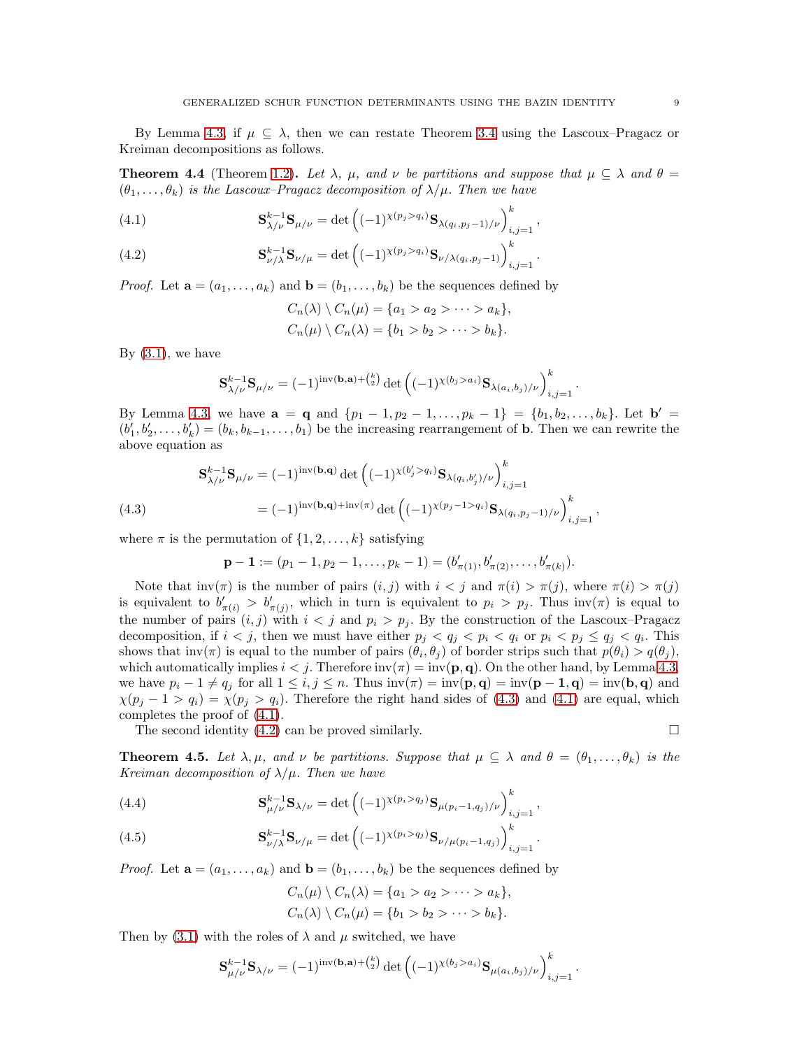By Lemma 4.3, if $\mu \subseteq \lambda$, then we can restate Theorem 3.4 using the Lascoux–Pragacz or Kreiman decompositions as follows.

**Theorem 4.4** (Theorem 1.2)**.** *Let $\lambda$, $\mu$, and $\nu$ be partitions and suppose that $\mu \subseteq \lambda$ and $\theta = (\theta_1, \dots, \theta_k)$ is the Lascoux–Pragacz decomposition of $\lambda/\mu$. Then we have*

$$\mathbf{S}_{\lambda/\nu}^{k-1}\mathbf{S}_{\mu/\nu} = \det\left((-1)^{\chi(p_j>q_i)}\mathbf{S}_{\lambda(q_i,p_j-1)/\nu}\right)_{i,j=1}^{k}, \tag{4.1}$$

$$\mathbf{S}_{\nu/\lambda}^{k-1}\mathbf{S}_{\nu/\mu} = \det\left((-1)^{\chi(p_j>q_i)}\mathbf{S}_{\nu/\lambda(q_i,p_j-1)}\right)_{i,j=1}^{k}. \tag{4.2}$$

*Proof.* Let $\mathbf{a} = (a_1, \dots, a_k)$ and $\mathbf{b} = (b_1, \dots, b_k)$ be the sequences defined by

$$C_n(\lambda) \setminus C_n(\mu) = \{a_1 > a_2 > \cdots > a_k\},$$
$$C_n(\mu) \setminus C_n(\lambda) = \{b_1 > b_2 > \cdots > b_k\}.$$

By (3.1), we have

$$\mathbf{S}_{\lambda/\nu}^{k-1}\mathbf{S}_{\mu/\nu} = (-1)^{\mathrm{inv}(\mathbf{b},\mathbf{a})+\binom{k}{2}}\det\left((-1)^{\chi(b_j>a_i)}\mathbf{S}_{\lambda(a_i,b_j)/\nu}\right)_{i,j=1}^{k}.$$

By Lemma 4.3, we have $\mathbf{a} = \mathbf{q}$ and $\{p_1 - 1, p_2 - 1, \dots, p_k - 1\} = \{b_1, b_2, \dots, b_k\}$. Let $\mathbf{b}' = (b_1', b_2', \dots, b_k') = (b_k, b_{k-1}, \dots, b_1)$ be the increasing rearrangement of $\mathbf{b}$. Then we can rewrite the above equation as

$$\begin{aligned}
\mathbf{S}_{\lambda/\nu}^{k-1}\mathbf{S}_{\mu/\nu} &= (-1)^{\mathrm{inv}(\mathbf{b},\mathbf{q})}\det\left((-1)^{\chi(b_j'>q_i)}\mathbf{S}_{\lambda(q_i,b_j')/\nu}\right)_{i,j=1}^{k} \\
&= (-1)^{\mathrm{inv}(\mathbf{b},\mathbf{q})+\mathrm{inv}(\pi)}\det\left((-1)^{\chi(p_j-1>q_i)}\mathbf{S}_{\lambda(q_i,p_j-1)/\nu}\right)_{i,j=1}^{k},
\end{aligned} \tag{4.3}$$

where $\pi$ is the permutation of $\{1, 2, \dots, k\}$ satisfying

$$\mathbf{p} - \mathbf{1} := (p_1 - 1, p_2 - 1, \dots, p_k - 1) = (b_{\pi(1)}', b_{\pi(2)}', \dots, b_{\pi(k)}').$$

Note that $\mathrm{inv}(\pi)$ is the number of pairs $(i, j)$ with $i < j$ and $\pi(i) > \pi(j)$, where $\pi(i) > \pi(j)$ is equivalent to $b_{\pi(i)}' > b_{\pi(j)}'$, which in turn is equivalent to $p_i > p_j$. Thus $\mathrm{inv}(\pi)$ is equal to the number of pairs $(i, j)$ with $i < j$ and $p_i > p_j$. By the construction of the Lascoux–Pragacz decomposition, if $i < j$, then we must have either $p_j < q_j < p_i < q_i$ or $p_i < p_j \le q_j < q_i$. This shows that $\mathrm{inv}(\pi)$ is equal to the number of pairs $(\theta_i, \theta_j)$ of border strips such that $p(\theta_i) > q(\theta_j)$, which automatically implies $i < j$. Therefore $\mathrm{inv}(\pi) = \mathrm{inv}(\mathbf{p}, \mathbf{q})$. On the other hand, by Lemma 4.3, we have $p_i - 1 \ne q_j$ for all $1 \le i, j \le n$. Thus $\mathrm{inv}(\pi) = \mathrm{inv}(\mathbf{p}, \mathbf{q}) = \mathrm{inv}(\mathbf{p} - \mathbf{1}, \mathbf{q}) = \mathrm{inv}(\mathbf{b}, \mathbf{q})$ and $\chi(p_j - 1 > q_i) = \chi(p_j > q_i)$. Therefore the right hand sides of (4.3) and (4.1) are equal, which completes the proof of (4.1).

The second identity (4.2) can be proved similarly. □

**Theorem 4.5.** *Let $\lambda, \mu$, and $\nu$ be partitions. Suppose that $\mu \subseteq \lambda$ and $\theta = (\theta_1, \dots, \theta_k)$ is the Kreiman decomposition of $\lambda/\mu$. Then we have*

$$\mathbf{S}_{\mu/\nu}^{k-1}\mathbf{S}_{\lambda/\nu} = \det\left((-1)^{\chi(p_i>q_j)}\mathbf{S}_{\mu(p_i-1,q_j)/\nu}\right)_{i,j=1}^{k}, \tag{4.4}$$

$$\mathbf{S}_{\nu/\lambda}^{k-1}\mathbf{S}_{\nu/\mu} = \det\left((-1)^{\chi(p_i>q_j)}\mathbf{S}_{\nu/\mu(p_i-1,q_j)}\right)_{i,j=1}^{k}. \tag{4.5}$$

*Proof.* Let $\mathbf{a} = (a_1, \dots, a_k)$ and $\mathbf{b} = (b_1, \dots, b_k)$ be the sequences defined by

$$C_n(\mu) \setminus C_n(\lambda) = \{a_1 > a_2 > \cdots > a_k\},$$
$$C_n(\lambda) \setminus C_n(\mu) = \{b_1 > b_2 > \cdots > b_k\}.$$

Then by (3.1) with the roles of $\lambda$ and $\mu$ switched, we have

$$\mathbf{S}_{\mu/\nu}^{k-1}\mathbf{S}_{\lambda/\nu} = (-1)^{\mathrm{inv}(\mathbf{b},\mathbf{a})+\binom{k}{2}}\det\left((-1)^{\chi(b_j>a_i)}\mathbf{S}_{\mu(a_i,b_j)/\nu}\right)_{i,j=1}^{k}.$$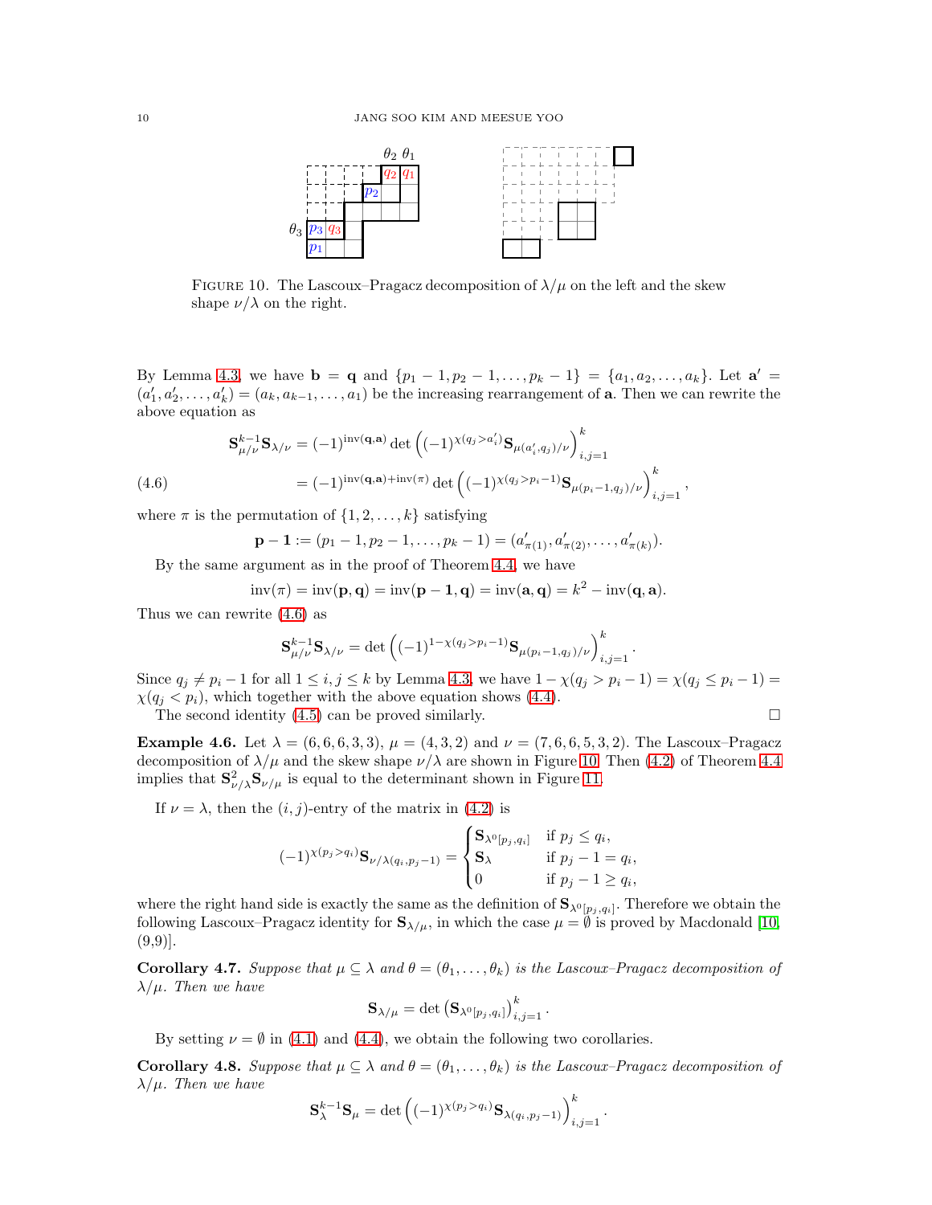FIGURE 10. The Lascoux–Pragacz decomposition of $\lambda/\mu$ on the left and the skew shape $\nu/\lambda$ on the right.

By Lemma 4.3, we have $\mathbf{b} = \mathbf{q}$ and $\{p_1 - 1, p_2 - 1, \dots, p_k - 1\} = \{a_1, a_2, \dots, a_k\}$. Let $\mathbf{a}' = (a_1', a_2', \dots, a_k') = (a_k, a_{k-1}, \dots, a_1)$ be the increasing rearrangement of $\mathbf{a}$. Then we can rewrite the above equation as

$$\mathbf{S}_{\mu/\nu}^{k-1}\mathbf{S}_{\lambda/\nu} = (-1)^{\mathrm{inv}(\mathbf{q},\mathbf{a})} \det\left((-1)^{\chi(q_j > a_i')}\mathbf{S}_{\mu(a_i',q_j)/\nu}\right)_{i,j=1}^{k}$$

$$= (-1)^{\mathrm{inv}(\mathbf{q},\mathbf{a})+\mathrm{inv}(\pi)} \det\left((-1)^{\chi(q_j > p_i - 1)}\mathbf{S}_{\mu(p_i-1,q_j)/\nu}\right)_{i,j=1}^{k}, \tag{4.6}$$

where $\pi$ is the permutation of $\{1, 2, \dots, k\}$ satisfying

$$\mathbf{p} - \mathbf{1} := (p_1 - 1, p_2 - 1, \dots, p_k - 1) = (a_{\pi(1)}', a_{\pi(2)}', \dots, a_{\pi(k)}').$$

By the same argument as in the proof of Theorem 4.4, we have

$$\mathrm{inv}(\pi) = \mathrm{inv}(\mathbf{p},\mathbf{q}) = \mathrm{inv}(\mathbf{p}-\mathbf{1},\mathbf{q}) = \mathrm{inv}(\mathbf{a},\mathbf{q}) = k^2 - \mathrm{inv}(\mathbf{q},\mathbf{a}).$$

Thus we can rewrite (4.6) as

$$\mathbf{S}_{\mu/\nu}^{k-1}\mathbf{S}_{\lambda/\nu} = \det\left((-1)^{1-\chi(q_j > p_i - 1)}\mathbf{S}_{\mu(p_i-1,q_j)/\nu}\right)_{i,j=1}^{k}.$$

Since $q_j \ne p_i - 1$ for all $1 \le i, j \le k$ by Lemma 4.3, we have $1 - \chi(q_j > p_i - 1) = \chi(q_j \le p_i - 1) = \chi(q_j < p_i)$, which together with the above equation shows (4.4).

The second identity (4.5) can be proved similarly. $\square$

**Example 4.6.** Let $\lambda = (6, 6, 6, 3, 3)$, $\mu = (4, 3, 2)$ and $\nu = (7, 6, 6, 5, 3, 2)$. The Lascoux–Pragacz decomposition of $\lambda/\mu$ and the skew shape $\nu/\lambda$ are shown in Figure 10. Then (4.2) of Theorem 4.4 implies that $\mathbf{S}_{\nu/\lambda}^2\mathbf{S}_{\nu/\mu}$ is equal to the determinant shown in Figure 11.

If $\nu = \lambda$, then the $(i, j)$-entry of the matrix in (4.2) is

$$(-1)^{\chi(p_j > q_i)}\mathbf{S}_{\nu/\lambda(q_i,p_j-1)} = \begin{cases} \mathbf{S}_{\lambda^0[p_j,q_i]} & \text{if } p_j \le q_i, \\ \mathbf{S}_{\lambda} & \text{if } p_j - 1 = q_i, \\ 0 & \text{if } p_j - 1 \ge q_i, \end{cases}$$

where the right hand side is exactly the same as the definition of $\mathbf{S}_{\lambda^0[p_j,q_i]}$. Therefore we obtain the following Lascoux–Pragacz identity for $\mathbf{S}_{\lambda/\mu}$, in which the case $\mu = \emptyset$ is proved by Macdonald [10, (9,9)].

**Corollary 4.7.** *Suppose that $\mu \subseteq \lambda$ and $\theta = (\theta_1, \dots, \theta_k)$ is the Lascoux–Pragacz decomposition of $\lambda/\mu$. Then we have*

$$\mathbf{S}_{\lambda/\mu} = \det\left(\mathbf{S}_{\lambda^0[p_j,q_i]}\right)_{i,j=1}^{k}.$$

By setting $\nu = \emptyset$ in (4.1) and (4.4), we obtain the following two corollaries.

**Corollary 4.8.** *Suppose that $\mu \subseteq \lambda$ and $\theta = (\theta_1, \dots, \theta_k)$ is the Lascoux–Pragacz decomposition of $\lambda/\mu$. Then we have*

$$\mathbf{S}_{\lambda}^{k-1}\mathbf{S}_{\mu} = \det\left((-1)^{\chi(p_j > q_i)}\mathbf{S}_{\lambda(q_i,p_j-1)}\right)_{i,j=1}^{k}.$$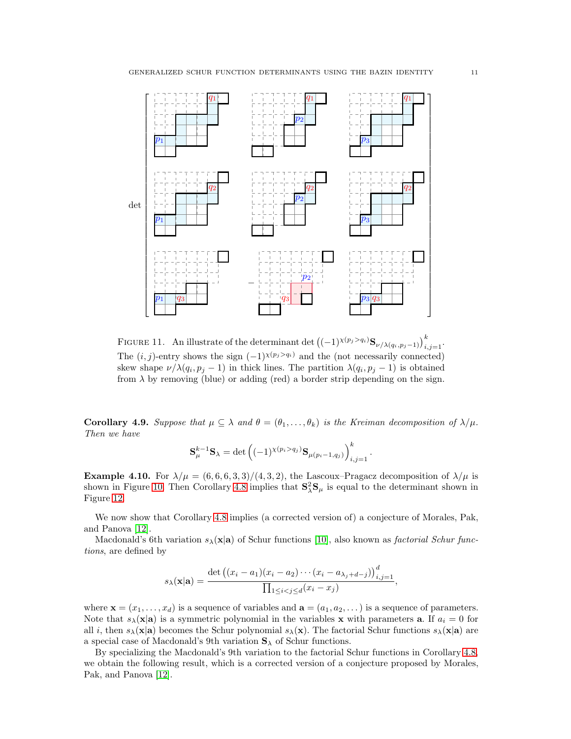FIGURE 11. An illustrate of the determinant $\det\left((-1)^{\chi(p_j>q_i)}\mathbf{S}_{\nu/\lambda(q_i,p_j-1)}\right)_{i,j=1}^{k}$. The $(i,j)$-entry shows the sign $(-1)^{\chi(p_j>q_i)}$ and the (not necessarily connected) skew shape $\nu/\lambda(q_i,p_j-1)$ in thick lines. The partition $\lambda(q_i,p_j-1)$ is obtained from $\lambda$ by removing (blue) or adding (red) a border strip depending on the sign.

**Corollary 4.9.** *Suppose that $\mu \subseteq \lambda$ and $\theta = (\theta_1,\dots,\theta_k)$ is the Kreiman decomposition of $\lambda/\mu$. Then we have*

$$\mathbf{S}_{\mu}^{k-1}\mathbf{S}_{\lambda} = \det\left((-1)^{\chi(p_i>q_j)}\mathbf{S}_{\mu(p_i-1,q_j)}\right)_{i,j=1}^{k}.$$

**Example 4.10.** For $\lambda/\mu = (6,6,6,3,3)/(4,3,2)$, the Lascoux–Pragacz decomposition of $\lambda/\mu$ is shown in Figure 10. Then Corollary 4.8 implies that $\mathbf{S}_{\lambda}^{2}\mathbf{S}_{\mu}$ is equal to the determinant shown in Figure 12.

We now show that Corollary 4.8 implies (a corrected version of) a conjecture of Morales, Pak, and Panova [12].

Macdonald's 6th variation $s_\lambda(\mathbf{x}|\mathbf{a})$ of Schur functions [10], also known as *factorial Schur functions*, are defined by

$$s_\lambda(\mathbf{x}|\mathbf{a}) = \frac{\det\left((x_i-a_1)(x_i-a_2)\cdots(x_i-a_{\lambda_j+d-j})\right)_{i,j=1}^{d}}{\prod_{1\le i<j\le d}(x_i-x_j)},$$

where $\mathbf{x} = (x_1,\dots,x_d)$ is a sequence of variables and $\mathbf{a} = (a_1,a_2,\dots)$ is a sequence of parameters. Note that $s_\lambda(\mathbf{x}|\mathbf{a})$ is a symmetric polynomial in the variables $\mathbf{x}$ with parameters $\mathbf{a}$. If $a_i = 0$ for all $i$, then $s_\lambda(\mathbf{x}|\mathbf{a})$ becomes the Schur polynomial $s_\lambda(\mathbf{x})$. The factorial Schur functions $s_\lambda(\mathbf{x}|\mathbf{a})$ are a special case of Macdonald's 9th variation $\mathbf{S}_\lambda$ of Schur functions.

By specializing the Macdonald's 9th variation to the factorial Schur functions in Corollary 4.8, we obtain the following result, which is a corrected version of a conjecture proposed by Morales, Pak, and Panova [12].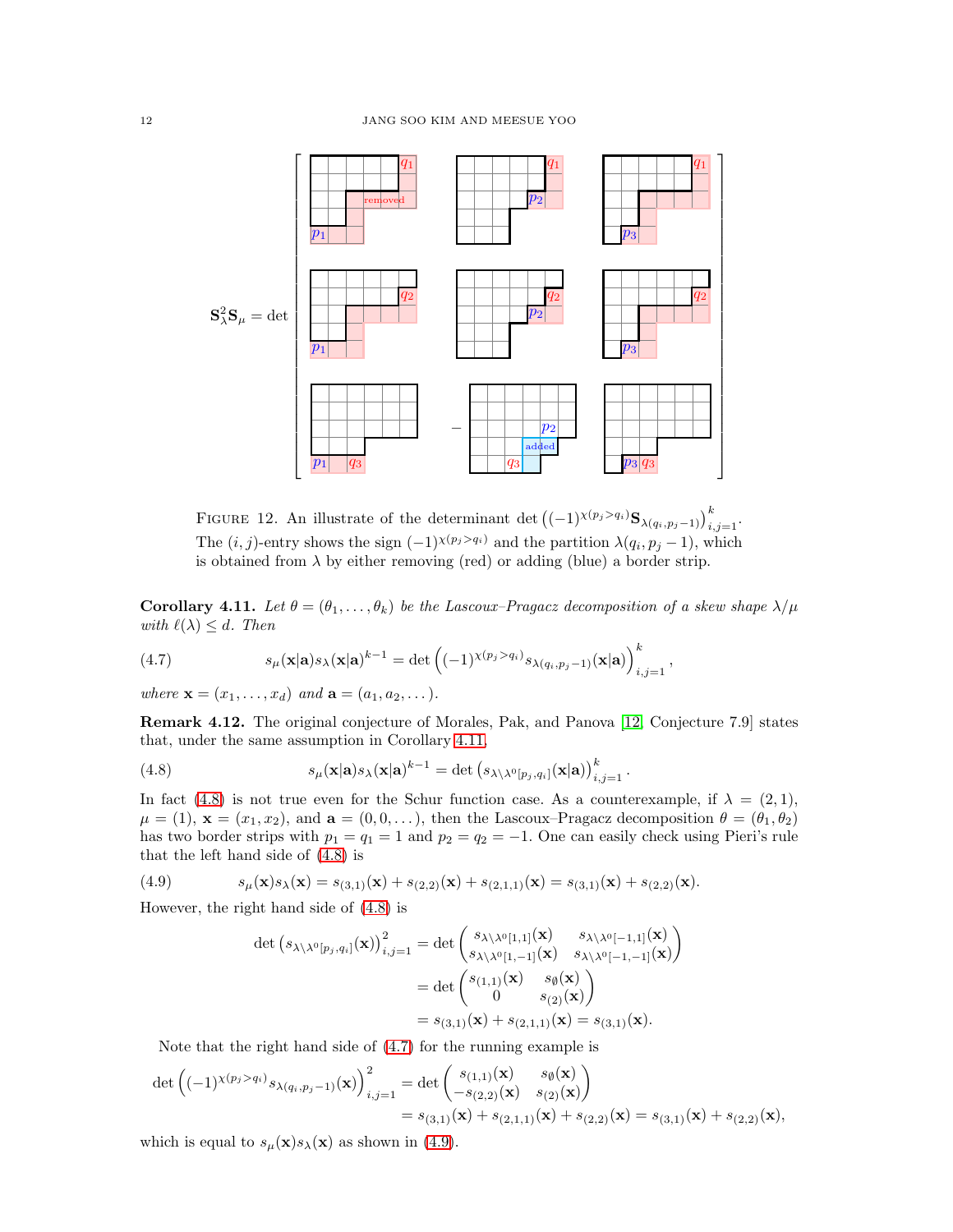$\mathbf{S}_\lambda^2 \mathbf{S}_\mu = \det$

FIGURE 12. An illustrate of the determinant $\det\left((-1)^{\chi(p_j>q_i)}\mathbf{S}_{\lambda(q_i,p_j-1)}\right)_{i,j=1}^k$. The $(i,j)$-entry shows the sign $(-1)^{\chi(p_j>q_i)}$ and the partition $\lambda(q_i,p_j-1)$, which is obtained from $\lambda$ by either removing (red) or adding (blue) a border strip.

**Corollary 4.11.** *Let $\theta=(\theta_1,\dots,\theta_k)$ be the Lascoux–Pragacz decomposition of a skew shape $\lambda/\mu$ with $\ell(\lambda)\le d$. Then*

$$s_\mu(\mathbf{x}|\mathbf{a})s_\lambda(\mathbf{x}|\mathbf{a})^{k-1} = \det\left((-1)^{\chi(p_j>q_i)}s_{\lambda(q_i,p_j-1)}(\mathbf{x}|\mathbf{a})\right)_{i,j=1}^k, \tag{4.7}$$

*where $\mathbf{x}=(x_1,\dots,x_d)$ and $\mathbf{a}=(a_1,a_2,\dots)$.*

**Remark 4.12.** The original conjecture of Morales, Pak, and Panova [12, Conjecture 7.9] states that, under the same assumption in Corollary 4.11,

$$s_\mu(\mathbf{x}|\mathbf{a})s_\lambda(\mathbf{x}|\mathbf{a})^{k-1} = \det\left(s_{\lambda\setminus\lambda^0[p_j,q_i]}(\mathbf{x}|\mathbf{a})\right)_{i,j=1}^k. \tag{4.8}$$

In fact (4.8) is not true even for the Schur function case. As a counterexample, if $\lambda=(2,1)$, $\mu=(1)$, $\mathbf{x}=(x_1,x_2)$, and $\mathbf{a}=(0,0,\dots)$, then the Lascoux–Pragacz decomposition $\theta=(\theta_1,\theta_2)$ has two border strips with $p_1=q_1=1$ and $p_2=q_2=-1$. One can easily check using Pieri's rule that the left hand side of (4.8) is

$$s_\mu(\mathbf{x})s_\lambda(\mathbf{x}) = s_{(3,1)}(\mathbf{x})+s_{(2,2)}(\mathbf{x})+s_{(2,1,1)}(\mathbf{x}) = s_{(3,1)}(\mathbf{x})+s_{(2,2)}(\mathbf{x}). \tag{4.9}$$

However, the right hand side of (4.8) is

$$\begin{aligned}
\det\left(s_{\lambda\setminus\lambda^0[p_j,q_i]}(\mathbf{x})\right)_{i,j=1}^2 &= \det\begin{pmatrix} s_{\lambda\setminus\lambda^0[1,1]}(\mathbf{x}) & s_{\lambda\setminus\lambda^0[-1,1]}(\mathbf{x}) \\ s_{\lambda\setminus\lambda^0[1,-1]}(\mathbf{x}) & s_{\lambda\setminus\lambda^0[-1,-1]}(\mathbf{x})\end{pmatrix} \\
&= \det\begin{pmatrix} s_{(1,1)}(\mathbf{x}) & s_\emptyset(\mathbf{x}) \\ 0 & s_{(2)}(\mathbf{x})\end{pmatrix} \\
&= s_{(3,1)}(\mathbf{x})+s_{(2,1,1)}(\mathbf{x}) = s_{(3,1)}(\mathbf{x}).
\end{aligned}$$

Note that the right hand side of (4.7) for the running example is

$$\begin{aligned}
\det\left((-1)^{\chi(p_j>q_i)}s_{\lambda(q_i,p_j-1)}(\mathbf{x})\right)_{i,j=1}^2 &= \det\begin{pmatrix} s_{(1,1)}(\mathbf{x}) & s_\emptyset(\mathbf{x}) \\ -s_{(2,2)}(\mathbf{x}) & s_{(2)}(\mathbf{x})\end{pmatrix} \\
&= s_{(3,1)}(\mathbf{x})+s_{(2,1,1)}(\mathbf{x})+s_{(2,2)}(\mathbf{x}) = s_{(3,1)}(\mathbf{x})+s_{(2,2)}(\mathbf{x}),
\end{aligned}$$

which is equal to $s_\mu(\mathbf{x})s_\lambda(\mathbf{x})$ as shown in (4.9).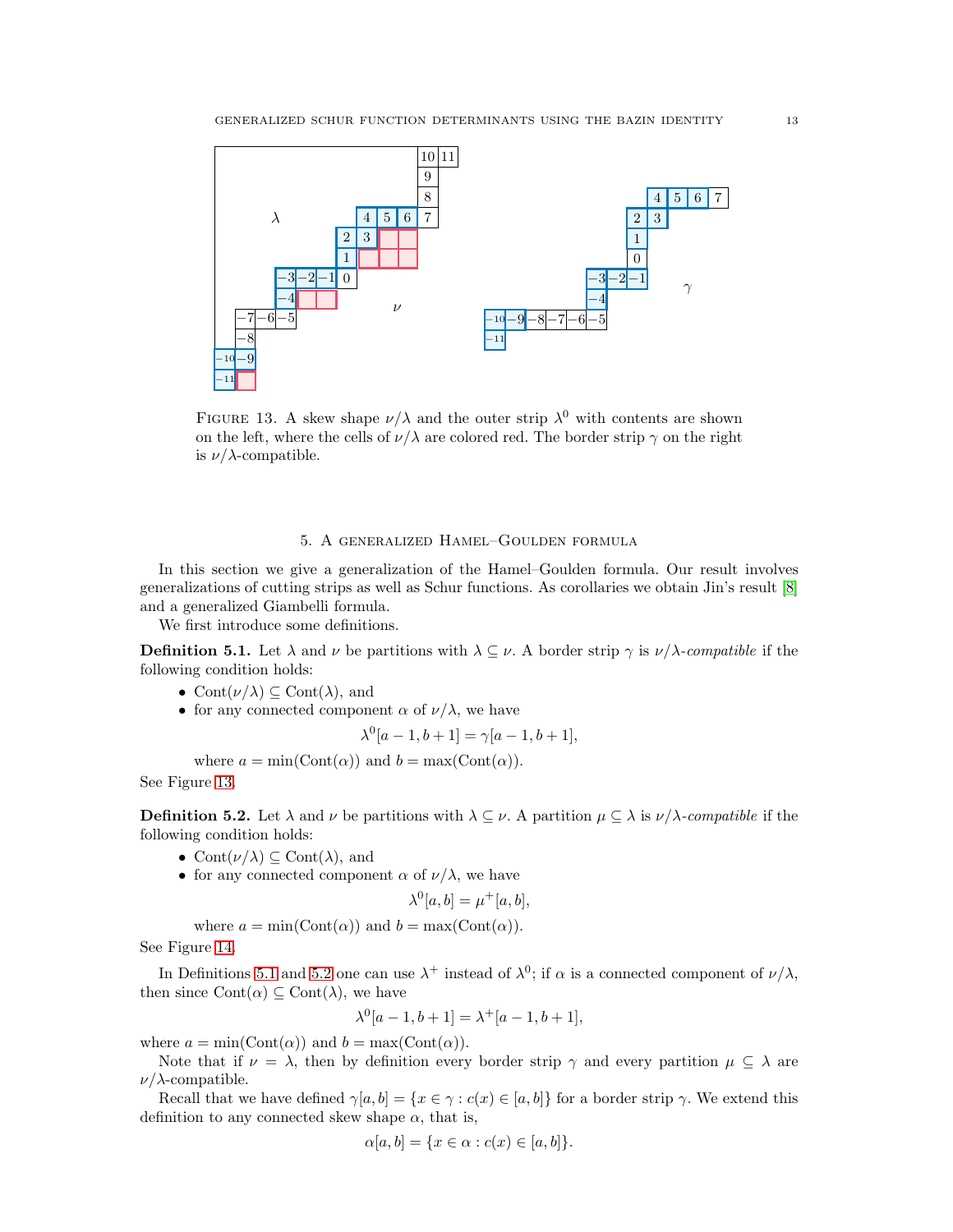FIGURE 13. A skew shape $\nu/\lambda$ and the outer strip $\lambda^0$ with contents are shown on the left, where the cells of $\nu/\lambda$ are colored red. The border strip $\gamma$ on the right is $\nu/\lambda$-compatible.

## 5. A generalized Hamel–Goulden formula

In this section we give a generalization of the Hamel–Goulden formula. Our result involves generalizations of cutting strips as well as Schur functions. As corollaries we obtain Jin's result [8] and a generalized Giambelli formula.

We first introduce some definitions.

**Definition 5.1.** Let $\lambda$ and $\nu$ be partitions with $\lambda \subseteq \nu$. A border strip $\gamma$ is *$\nu/\lambda$-compatible* if the following condition holds:

- $\mathrm{Cont}(\nu/\lambda) \subseteq \mathrm{Cont}(\lambda)$, and
- for any connected component $\alpha$ of $\nu/\lambda$, we have
$$\lambda^0[a-1, b+1] = \gamma[a-1, b+1],$$
where $a = \min(\mathrm{Cont}(\alpha))$ and $b = \max(\mathrm{Cont}(\alpha))$.

See Figure 13.

**Definition 5.2.** Let $\lambda$ and $\nu$ be partitions with $\lambda \subseteq \nu$. A partition $\mu \subseteq \lambda$ is *$\nu/\lambda$-compatible* if the following condition holds:

- $\mathrm{Cont}(\nu/\lambda) \subseteq \mathrm{Cont}(\lambda)$, and
- for any connected component $\alpha$ of $\nu/\lambda$, we have
$$\lambda^0[a, b] = \mu^+[a, b],$$
where $a = \min(\mathrm{Cont}(\alpha))$ and $b = \max(\mathrm{Cont}(\alpha))$.

See Figure 14.

In Definitions 5.1 and 5.2 one can use $\lambda^+$ instead of $\lambda^0$; if $\alpha$ is a connected component of $\nu/\lambda$, then since $\mathrm{Cont}(\alpha) \subseteq \mathrm{Cont}(\lambda)$, we have
$$\lambda^0[a-1, b+1] = \lambda^+[a-1, b+1],$$
where $a = \min(\mathrm{Cont}(\alpha))$ and $b = \max(\mathrm{Cont}(\alpha))$.

Note that if $\nu = \lambda$, then by definition every border strip $\gamma$ and every partition $\mu \subseteq \lambda$ are $\nu/\lambda$-compatible.

Recall that we have defined $\gamma[a, b] = \{x \in \gamma : c(x) \in [a, b]\}$ for a border strip $\gamma$. We extend this definition to any connected skew shape $\alpha$, that is,
$$\alpha[a, b] = \{x \in \alpha : c(x) \in [a, b]\}.$$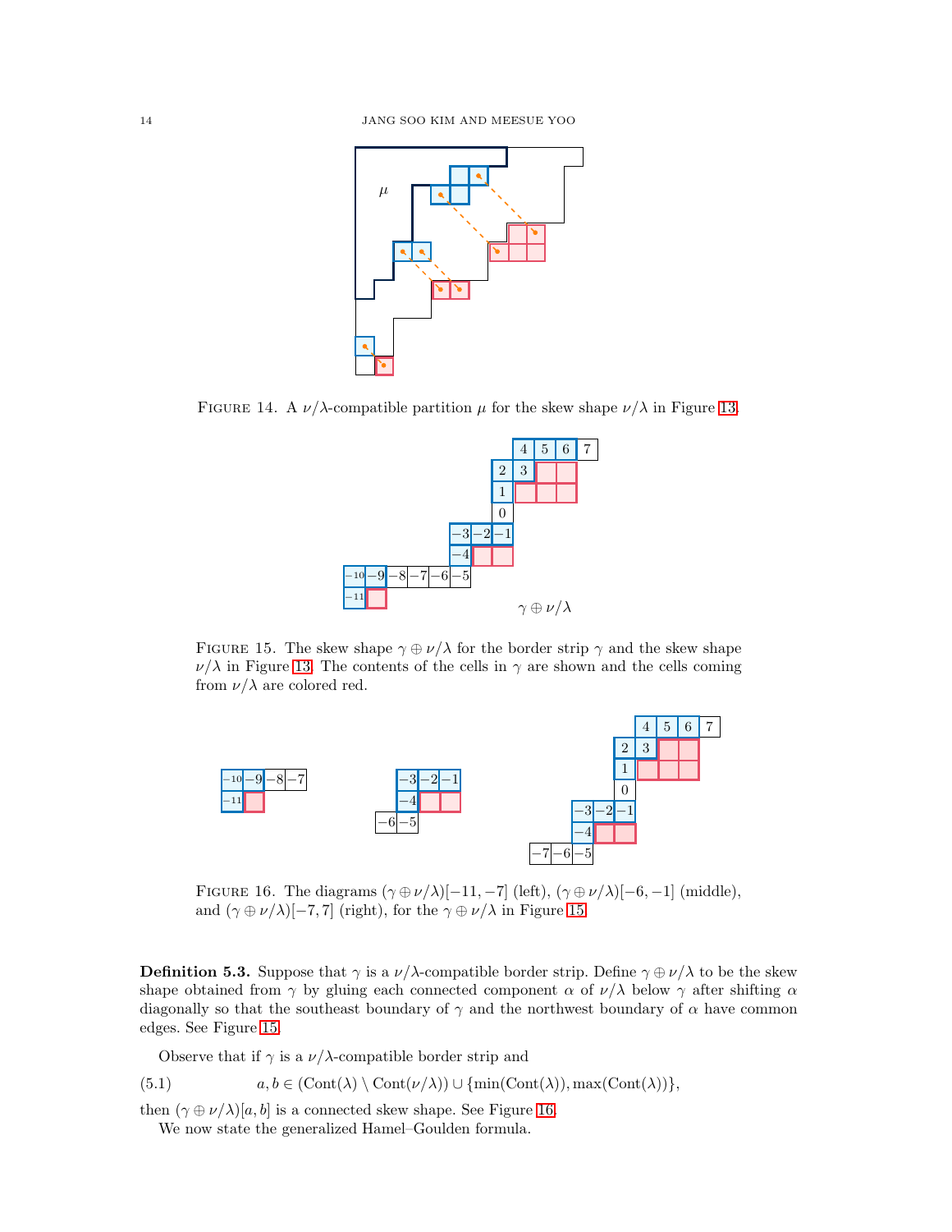FIGURE 14. A $\nu/\lambda$-compatible partition $\mu$ for the skew shape $\nu/\lambda$ in Figure 13.

FIGURE 15. The skew shape $\gamma \oplus \nu/\lambda$ for the border strip $\gamma$ and the skew shape $\nu/\lambda$ in Figure 13. The contents of the cells in $\gamma$ are shown and the cells coming from $\nu/\lambda$ are colored red.

FIGURE 16. The diagrams $(\gamma \oplus \nu/\lambda)[-11, -7]$ (left), $(\gamma \oplus \nu/\lambda)[-6, -1]$ (middle), and $(\gamma \oplus \nu/\lambda)[-7, 7]$ (right), for the $\gamma \oplus \nu/\lambda$ in Figure 15.

**Definition 5.3.** Suppose that $\gamma$ is a $\nu/\lambda$-compatible border strip. Define $\gamma \oplus \nu/\lambda$ to be the skew shape obtained from $\gamma$ by gluing each connected component $\alpha$ of $\nu/\lambda$ below $\gamma$ after shifting $\alpha$ diagonally so that the southeast boundary of $\gamma$ and the northwest boundary of $\alpha$ have common edges. See Figure 15.

Observe that if $\gamma$ is a $\nu/\lambda$-compatible border strip and

$$a, b \in (\mathrm{Cont}(\lambda) \setminus \mathrm{Cont}(\nu/\lambda)) \cup \{\min(\mathrm{Cont}(\lambda)), \max(\mathrm{Cont}(\lambda))\}, \tag{5.1}$$

then $(\gamma \oplus \nu/\lambda)[a, b]$ is a connected skew shape. See Figure 16.

We now state the generalized Hamel–Goulden formula.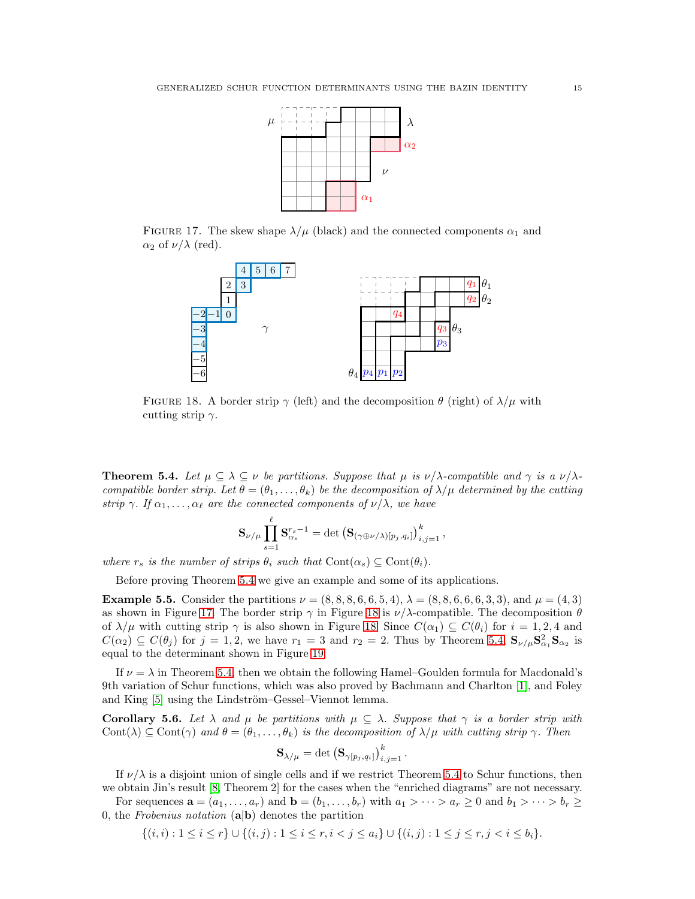FIGURE 17. The skew shape $\lambda/\mu$ (black) and the connected components $\alpha_1$ and $\alpha_2$ of $\nu/\lambda$ (red).

FIGURE 18. A border strip $\gamma$ (left) and the decomposition $\theta$ (right) of $\lambda/\mu$ with cutting strip $\gamma$.

**Theorem 5.4.** *Let $\mu \subseteq \lambda \subseteq \nu$ be partitions. Suppose that $\mu$ is $\nu/\lambda$-compatible and $\gamma$ is a $\nu/\lambda$-compatible border strip. Let $\theta = (\theta_1, \dots, \theta_k)$ be the decomposition of $\lambda/\mu$ determined by the cutting strip $\gamma$. If $\alpha_1, \dots, \alpha_\ell$ are the connected components of $\nu/\lambda$, we have*

$$\mathbf{S}_{\nu/\mu} \prod_{s=1}^{\ell} \mathbf{S}_{\alpha_s}^{r_s - 1} = \det \left( \mathbf{S}_{(\gamma \oplus \nu/\lambda)[p_j, q_i]} \right)_{i,j=1}^{k},$$

*where $r_s$ is the number of strips $\theta_i$ such that $\operatorname{Cont}(\alpha_s) \subseteq \operatorname{Cont}(\theta_i)$.*

Before proving Theorem 5.4 we give an example and some of its applications.

**Example 5.5.** Consider the partitions $\nu = (8, 8, 8, 6, 6, 5, 4)$, $\lambda = (8, 8, 6, 6, 6, 3, 3)$, and $\mu = (4, 3)$ as shown in Figure 17. The border strip $\gamma$ in Figure 18 is $\nu/\lambda$-compatible. The decomposition $\theta$ of $\lambda/\mu$ with cutting strip $\gamma$ is also shown in Figure 18. Since $C(\alpha_1) \subseteq C(\theta_i)$ for $i = 1, 2, 4$ and $C(\alpha_2) \subseteq C(\theta_j)$ for $j = 1, 2$, we have $r_1 = 3$ and $r_2 = 2$. Thus by Theorem 5.4, $\mathbf{S}_{\nu/\mu} \mathbf{S}_{\alpha_1}^2 \mathbf{S}_{\alpha_2}$ is equal to the determinant shown in Figure 19.

If $\nu = \lambda$ in Theorem 5.4, then we obtain the following Hamel–Goulden formula for Macdonald's 9th variation of Schur functions, which was also proved by Bachmann and Charlton [1], and Foley and King [5] using the Lindström–Gessel–Viennot lemma.

**Corollary 5.6.** *Let $\lambda$ and $\mu$ be partitions with $\mu \subseteq \lambda$. Suppose that $\gamma$ is a border strip with $\operatorname{Cont}(\lambda) \subseteq \operatorname{Cont}(\gamma)$ and $\theta = (\theta_1, \dots, \theta_k)$ is the decomposition of $\lambda/\mu$ with cutting strip $\gamma$. Then*

$$\mathbf{S}_{\lambda/\mu} = \det \left( \mathbf{S}_{\gamma[p_j, q_i]} \right)_{i,j=1}^{k}.$$

If $\nu/\lambda$ is a disjoint union of single cells and if we restrict Theorem 5.4 to Schur functions, then we obtain Jin's result [8, Theorem 2] for the cases when the "enriched diagrams" are not necessary.

For sequences $\mathbf{a} = (a_1, \dots, a_r)$ and $\mathbf{b} = (b_1, \dots, b_r)$ with $a_1 > \dots > a_r \geq 0$ and $b_1 > \dots > b_r \geq 0$, the *Frobenius notation* $(\mathbf{a}|\mathbf{b})$ denotes the partition

$$\{(i,i) : 1 \leq i \leq r\} \cup \{(i,j) : 1 \leq i \leq r, i < j \leq a_i\} \cup \{(i,j) : 1 \leq j \leq r, j < i \leq b_i\}.$$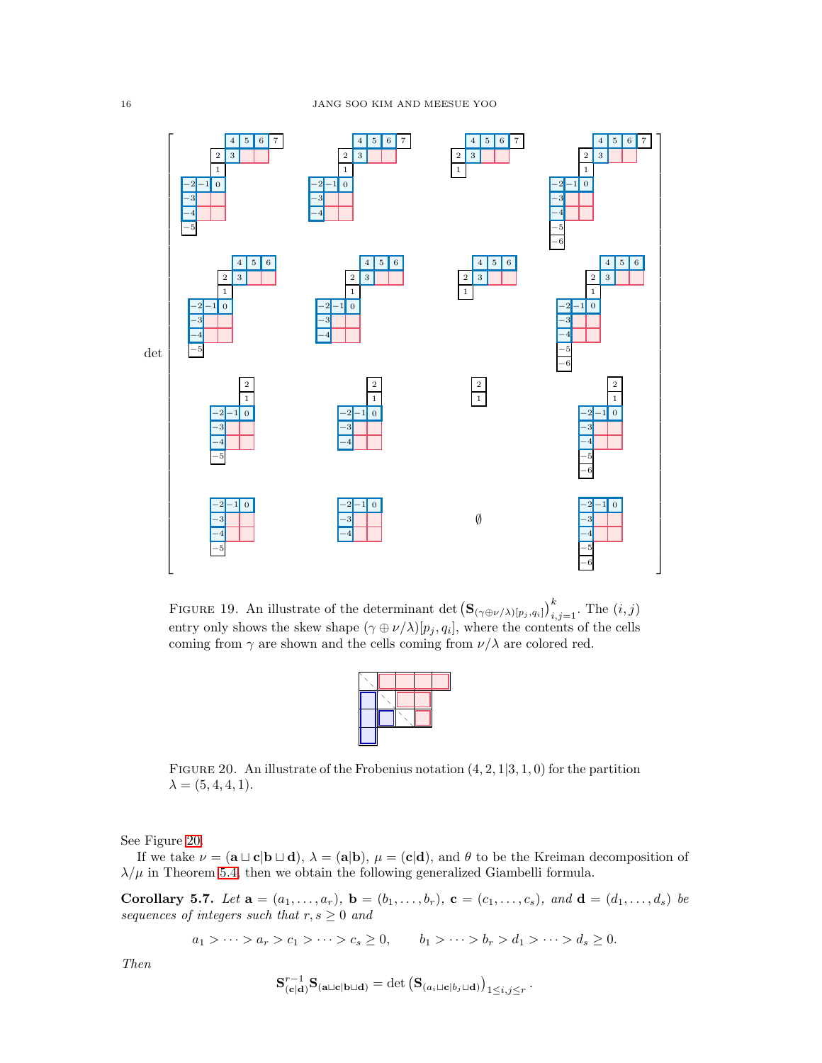FIGURE 19. An illustrate of the determinant $\det\left(\mathbf{S}_{(\gamma\oplus\nu/\lambda)[p_j,q_i]}\right)_{i,j=1}^{k}$. The $(i,j)$ entry only shows the skew shape $(\gamma\oplus\nu/\lambda)[p_j,q_i]$, where the contents of the cells coming from $\gamma$ are shown and the cells coming from $\nu/\lambda$ are colored red.

FIGURE 20. An illustrate of the Frobenius notation $(4,2,1|3,1,0)$ for the partition $\lambda=(5,4,4,1)$.

See Figure 20.

If we take $\nu=(\mathbf{a}\sqcup\mathbf{c}|\mathbf{b}\sqcup\mathbf{d})$, $\lambda=(\mathbf{a}|\mathbf{b})$, $\mu=(\mathbf{c}|\mathbf{d})$, and $\theta$ to be the Kreiman decomposition of $\lambda/\mu$ in Theorem 5.4, then we obtain the following generalized Giambelli formula.

**Corollary 5.7.** *Let* $\mathbf{a}=(a_1,\dots,a_r)$, $\mathbf{b}=(b_1,\dots,b_r)$, $\mathbf{c}=(c_1,\dots,c_s)$, *and* $\mathbf{d}=(d_1,\dots,d_s)$ *be sequences of integers such that* $r,s\ge 0$ *and*

$$a_1>\cdots>a_r>c_1>\cdots>c_s\ge 0,\qquad b_1>\cdots>b_r>d_1>\cdots>d_s\ge 0.$$

*Then*

$$\mathbf{S}_{(\mathbf{c}|\mathbf{d})}^{r-1}\mathbf{S}_{(\mathbf{a}\sqcup\mathbf{c}|\mathbf{b}\sqcup\mathbf{d})}=\det\left(\mathbf{S}_{(a_i\sqcup\mathbf{c}|b_j\sqcup\mathbf{d})}\right)_{1\le i,j\le r}.$$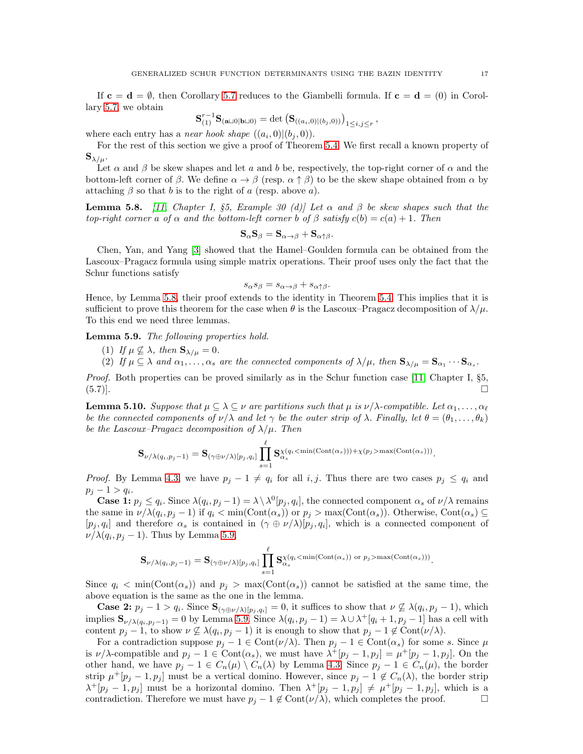If $\mathbf{c} = \mathbf{d} = \emptyset$, then Corollary 5.7 reduces to the Giambelli formula. If $\mathbf{c} = \mathbf{d} = (0)$ in Corollary 5.7, we obtain

$$\mathbf{S}_{(1)}^{r-1}\mathbf{S}_{(\mathbf{a}\sqcup 0|\mathbf{b}\sqcup 0)} = \det\left(\mathbf{S}_{((a_i,0)|(b_j,0))}\right)_{1\le i,j\le r},$$

where each entry has a *near hook shape* $((a_i,0)|(b_j,0))$.

For the rest of this section we give a proof of Theorem 5.4. We first recall a known property of $\mathbf{S}_{\lambda/\mu}$.

Let $\alpha$ and $\beta$ be skew shapes and let $a$ and $b$ be, respectively, the top-right corner of $\alpha$ and the bottom-left corner of $\beta$. We define $\alpha \to \beta$ (resp. $\alpha \uparrow \beta$) to be the skew shape obtained from $\alpha$ by attaching $\beta$ so that $b$ is to the right of $a$ (resp. above $a$).

**Lemma 5.8.** *[11, Chapter I, §5, Example 30 (d)] Let $\alpha$ and $\beta$ be skew shapes such that the top-right corner $a$ of $\alpha$ and the bottom-left corner $b$ of $\beta$ satisfy $c(b) = c(a) + 1$. Then*

$$\mathbf{S}_\alpha \mathbf{S}_\beta = \mathbf{S}_{\alpha\to\beta} + \mathbf{S}_{\alpha\uparrow\beta}.$$

Chen, Yan, and Yang [3] showed that the Hamel–Goulden formula can be obtained from the Lascoux–Pragacz formula using simple matrix operations. Their proof uses only the fact that the Schur functions satisfy

$$s_\alpha s_\beta = s_{\alpha\to\beta} + s_{\alpha\uparrow\beta}.$$

Hence, by Lemma 5.8, their proof extends to the identity in Theorem 5.4. This implies that it is sufficient to prove this theorem for the case when $\theta$ is the Lascoux–Pragacz decomposition of $\lambda/\mu$. To this end we need three lemmas.

**Lemma 5.9.** *The following properties hold.*

1. *If $\mu \not\subseteq \lambda$, then $\mathbf{S}_{\lambda/\mu} = 0$.*
2. *If $\mu \subseteq \lambda$ and $\alpha_1, \dots, \alpha_s$ are the connected components of $\lambda/\mu$, then $\mathbf{S}_{\lambda/\mu} = \mathbf{S}_{\alpha_1}\cdots\mathbf{S}_{\alpha_s}$.*

*Proof.* Both properties can be proved similarly as in the Schur function case [11, Chapter I, §5, (5.7)]. □

**Lemma 5.10.** *Suppose that $\mu \subseteq \lambda \subseteq \nu$ are partitions such that $\mu$ is $\nu/\lambda$-compatible. Let $\alpha_1, \dots, \alpha_\ell$ be the connected components of $\nu/\lambda$ and let $\gamma$ be the outer strip of $\lambda$. Finally, let $\theta = (\theta_1, \dots, \theta_k)$ be the Lascoux–Pragacz decomposition of $\lambda/\mu$. Then*

$$\mathbf{S}_{\nu/\lambda(q_i,p_j-1)} = \mathbf{S}_{(\gamma\oplus\nu/\lambda)[p_j,q_i]} \prod_{s=1}^{\ell} \mathbf{S}_{\alpha_s}^{\chi(q_i<\min(\mathrm{Cont}(\alpha_s)))+\chi(p_j>\max(\mathrm{Cont}(\alpha_s)))}.$$

*Proof.* By Lemma 4.3, we have $p_j - 1 \ne q_i$ for all $i, j$. Thus there are two cases $p_j \le q_i$ and $p_j - 1 > q_i$.

**Case 1:** $p_j \le q_i$. Since $\lambda(q_i, p_j - 1) = \lambda \setminus \lambda^0[p_j, q_i]$, the connected component $\alpha_s$ of $\nu/\lambda$ remains the same in $\nu/\lambda(q_i, p_j - 1)$ if $q_i < \min(\mathrm{Cont}(\alpha_s))$ or $p_j > \max(\mathrm{Cont}(\alpha_s))$. Otherwise, $\mathrm{Cont}(\alpha_s) \subseteq [p_j, q_i]$ and therefore $\alpha_s$ is contained in $(\gamma \oplus \nu/\lambda)[p_j, q_i]$, which is a connected component of $\nu/\lambda(q_i, p_j - 1)$. Thus by Lemma 5.9,

$$\mathbf{S}_{\nu/\lambda(q_i,p_j-1)} = \mathbf{S}_{(\gamma\oplus\nu/\lambda)[p_j,q_i]} \prod_{s=1}^{\ell} \mathbf{S}_{\alpha_s}^{\chi(q_i<\min(\mathrm{Cont}(\alpha_s)) \text{ or } p_j>\max(\mathrm{Cont}(\alpha_s)))}.$$

Since $q_i < \min(\mathrm{Cont}(\alpha_s))$ and $p_j > \max(\mathrm{Cont}(\alpha_s))$ cannot be satisfied at the same time, the above equation is the same as the one in the lemma.

**Case 2:** $p_j - 1 > q_i$. Since $\mathbf{S}_{(\gamma\oplus\nu/\lambda)[p_j,q_i]} = 0$, it suffices to show that $\nu \not\subseteq \lambda(q_i, p_j - 1)$, which implies $\mathbf{S}_{\nu/\lambda(q_i,p_j-1)} = 0$ by Lemma 5.9. Since $\lambda(q_i, p_j - 1) = \lambda \cup \lambda^+[q_i + 1, p_j - 1]$ has a cell with content $p_j - 1$, to show $\nu \not\subseteq \lambda(q_i, p_j - 1)$ it is enough to show that $p_j - 1 \notin \mathrm{Cont}(\nu/\lambda)$.

For a contradiction suppose $p_j - 1 \in \mathrm{Cont}(\nu/\lambda)$. Then $p_j - 1 \in \mathrm{Cont}(\alpha_s)$ for some $s$. Since $\mu$ is $\nu/\lambda$-compatible and $p_j - 1 \in \mathrm{Cont}(\alpha_s)$, we must have $\lambda^+[p_j - 1, p_j] = \mu^+[p_j - 1, p_j]$. On the other hand, we have $p_j - 1 \in C_n(\mu) \setminus C_n(\lambda)$ by Lemma 4.3. Since $p_j - 1 \in C_n(\mu)$, the border strip $\mu^+[p_j - 1, p_j]$ must be a vertical domino. However, since $p_j - 1 \notin C_n(\lambda)$, the border strip $\lambda^+[p_j - 1, p_j]$ must be a horizontal domino. Then $\lambda^+[p_j - 1, p_j] \ne \mu^+[p_j - 1, p_j]$, which is a contradiction. Therefore we must have $p_j - 1 \notin \mathrm{Cont}(\nu/\lambda)$, which completes the proof. □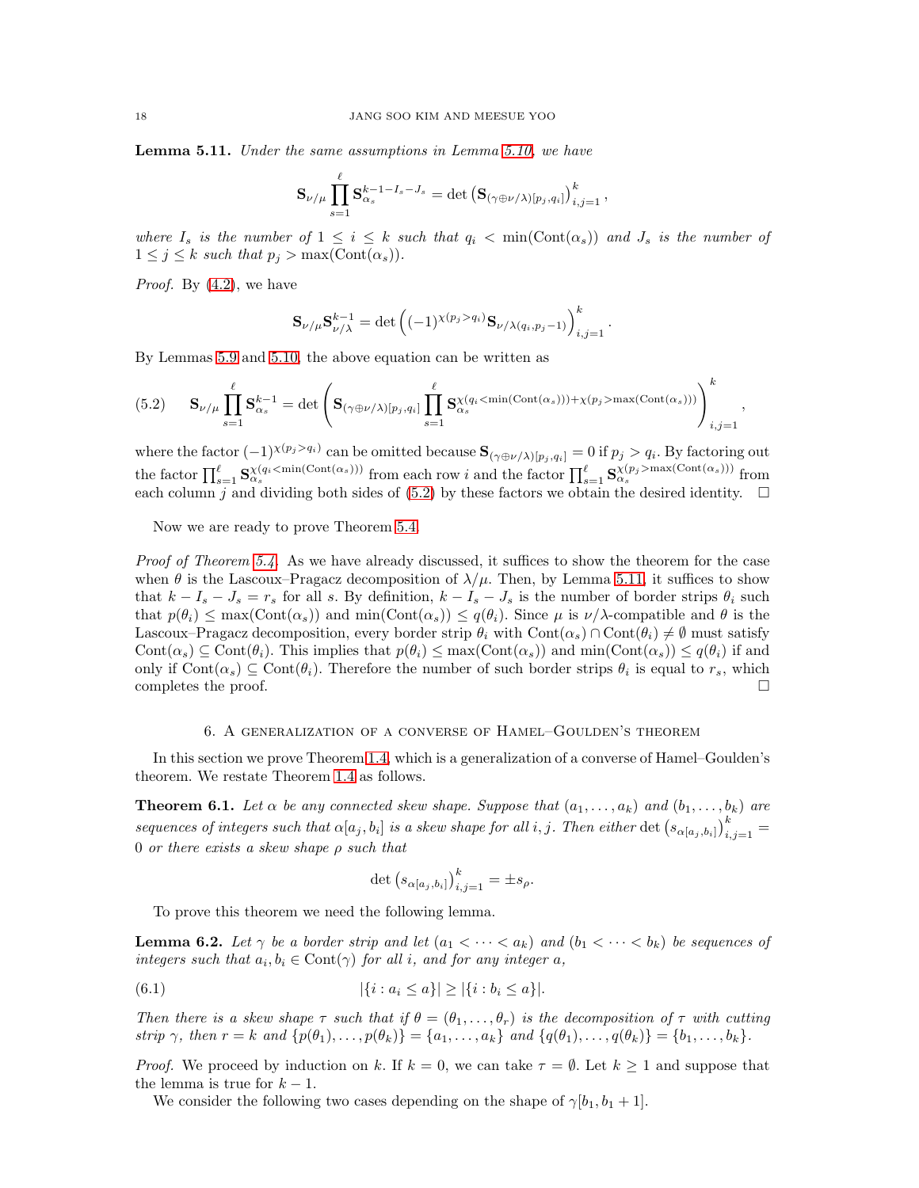**Lemma 5.11.** *Under the same assumptions in Lemma 5.10, we have*

$$\mathbf{S}_{\nu/\mu} \prod_{s=1}^{\ell} \mathbf{S}_{\alpha_s}^{k-1-I_s-J_s} = \det\left(\mathbf{S}_{(\gamma\oplus\nu/\lambda)[p_j,q_i]}\right)_{i,j=1}^{k},$$

*where $I_s$ is the number of $1 \le i \le k$ such that $q_i < \min(\mathrm{Cont}(\alpha_s))$ and $J_s$ is the number of $1 \le j \le k$ such that $p_j > \max(\mathrm{Cont}(\alpha_s))$.*

*Proof.* By (4.2), we have

$$\mathbf{S}_{\nu/\mu}\mathbf{S}_{\nu/\lambda}^{k-1} = \det\left((-1)^{\chi(p_j>q_i)}\mathbf{S}_{\nu/\lambda(q_i,p_j-1)}\right)_{i,j=1}^{k}.$$

By Lemmas 5.9 and 5.10, the above equation can be written as

$$\mathbf{S}_{\nu/\mu} \prod_{s=1}^{\ell} \mathbf{S}_{\alpha_s}^{k-1} = \det\left(\mathbf{S}_{(\gamma\oplus\nu/\lambda)[p_j,q_i]} \prod_{s=1}^{\ell} \mathbf{S}_{\alpha_s}^{\chi(q_i<\min(\mathrm{Cont}(\alpha_s)))+\chi(p_j>\max(\mathrm{Cont}(\alpha_s)))}\right)_{i,j=1}^{k}, \tag{5.2}$$

where the factor $(-1)^{\chi(p_j>q_i)}$ can be omitted because $\mathbf{S}_{(\gamma\oplus\nu/\lambda)[p_j,q_i]} = 0$ if $p_j > q_i$. By factoring out the factor $\prod_{s=1}^{\ell} \mathbf{S}_{\alpha_s}^{\chi(q_i<\min(\mathrm{Cont}(\alpha_s)))}$ from each row $i$ and the factor $\prod_{s=1}^{\ell} \mathbf{S}_{\alpha_s}^{\chi(p_j>\max(\mathrm{Cont}(\alpha_s)))}$ from each column $j$ and dividing both sides of (5.2) by these factors we obtain the desired identity. $\square$

Now we are ready to prove Theorem 5.4.

*Proof of Theorem 5.4.* As we have already discussed, it suffices to show the theorem for the case when $\theta$ is the Lascoux–Pragacz decomposition of $\lambda/\mu$. Then, by Lemma 5.11, it suffices to show that $k - I_s - J_s = r_s$ for all $s$. By definition, $k - I_s - J_s$ is the number of border strips $\theta_i$ such that $p(\theta_i) \le \max(\mathrm{Cont}(\alpha_s))$ and $\min(\mathrm{Cont}(\alpha_s)) \le q(\theta_i)$. Since $\mu$ is $\nu/\lambda$-compatible and $\theta$ is the Lascoux–Pragacz decomposition, every border strip $\theta_i$ with $\mathrm{Cont}(\alpha_s) \cap \mathrm{Cont}(\theta_i) \neq \emptyset$ must satisfy $\mathrm{Cont}(\alpha_s) \subseteq \mathrm{Cont}(\theta_i)$. This implies that $p(\theta_i) \le \max(\mathrm{Cont}(\alpha_s))$ and $\min(\mathrm{Cont}(\alpha_s)) \le q(\theta_i)$ if and only if $\mathrm{Cont}(\alpha_s) \subseteq \mathrm{Cont}(\theta_i)$. Therefore the number of such border strips $\theta_i$ is equal to $r_s$, which completes the proof. $\square$

## 6. A generalization of a converse of Hamel–Goulden's theorem

In this section we prove Theorem 1.4, which is a generalization of a converse of Hamel–Goulden's theorem. We restate Theorem 1.4 as follows.

**Theorem 6.1.** *Let $\alpha$ be any connected skew shape. Suppose that $(a_1, \dots, a_k)$ and $(b_1, \dots, b_k)$ are sequences of integers such that $\alpha[a_j, b_i]$ is a skew shape for all $i, j$. Then either $\det\left(s_{\alpha[a_j,b_i]}\right)_{i,j=1}^{k} = 0$ or there exists a skew shape $\rho$ such that*

$$\det\left(s_{\alpha[a_j,b_i]}\right)_{i,j=1}^{k} = \pm s_\rho.$$

To prove this theorem we need the following lemma.

**Lemma 6.2.** *Let $\gamma$ be a border strip and let $(a_1 < \dots < a_k)$ and $(b_1 < \dots < b_k)$ be sequences of integers such that $a_i, b_i \in \mathrm{Cont}(\gamma)$ for all $i$, and for any integer $a$,*

$$|\{i : a_i \le a\}| \ge |\{i : b_i \le a\}|. \tag{6.1}$$

*Then there is a skew shape $\tau$ such that if $\theta = (\theta_1, \dots, \theta_r)$ is the decomposition of $\tau$ with cutting strip $\gamma$, then $r = k$ and $\{p(\theta_1), \dots, p(\theta_k)\} = \{a_1, \dots, a_k\}$ and $\{q(\theta_1), \dots, q(\theta_k)\} = \{b_1, \dots, b_k\}$.*

*Proof.* We proceed by induction on $k$. If $k = 0$, we can take $\tau = \emptyset$. Let $k \ge 1$ and suppose that the lemma is true for $k - 1$.

We consider the following two cases depending on the shape of $\gamma[b_1, b_1 + 1]$.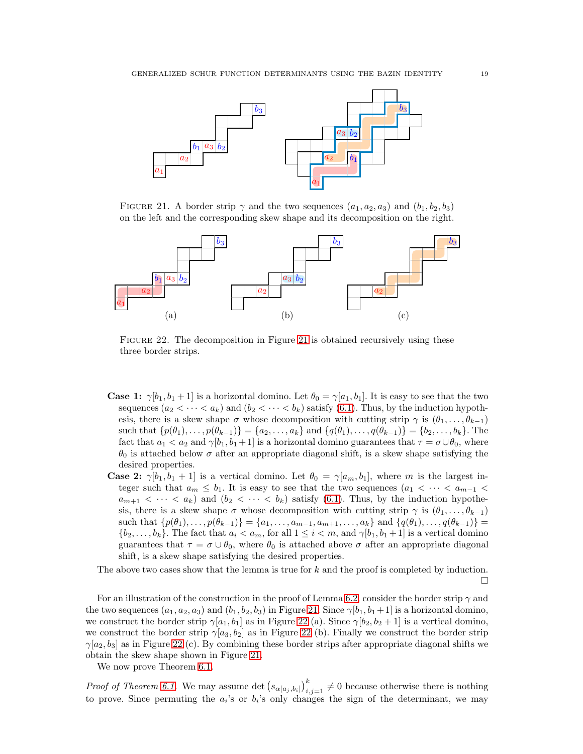FIGURE 21. A border strip $\gamma$ and the two sequences $(a_1, a_2, a_3)$ and $(b_1, b_2, b_3)$ on the left and the corresponding skew shape and its decomposition on the right.

FIGURE 22. The decomposition in Figure 21 is obtained recursively using these three border strips.

**Case 1:** $\gamma[b_1, b_1+1]$ is a horizontal domino. Let $\theta_0 = \gamma[a_1, b_1]$. It is easy to see that the two sequences $(a_2 < \cdots < a_k)$ and $(b_2 < \cdots < b_k)$ satisfy (6.1). Thus, by the induction hypothesis, there is a skew shape $\sigma$ whose decomposition with cutting strip $\gamma$ is $(\theta_1, \dots, \theta_{k-1})$ such that $\{p(\theta_1), \dots, p(\theta_{k-1})\} = \{a_2, \dots, a_k\}$ and $\{q(\theta_1), \dots, q(\theta_{k-1})\} = \{b_2, \dots, b_k\}$. The fact that $a_1 < a_2$ and $\gamma[b_1, b_1+1]$ is a horizontal domino guarantees that $\tau = \sigma \cup \theta_0$, where $\theta_0$ is attached below $\sigma$ after an appropriate diagonal shift, is a skew shape satisfying the desired properties.

**Case 2:** $\gamma[b_1, b_1+1]$ is a vertical domino. Let $\theta_0 = \gamma[a_m, b_1]$, where $m$ is the largest integer such that $a_m \le b_1$. It is easy to see that the two sequences $(a_1 < \cdots < a_{m-1} < a_{m+1} < \cdots < a_k)$ and $(b_2 < \cdots < b_k)$ satisfy (6.1). Thus, by the induction hypothesis, there is a skew shape $\sigma$ whose decomposition with cutting strip $\gamma$ is $(\theta_1, \dots, \theta_{k-1})$ such that $\{p(\theta_1), \dots, p(\theta_{k-1})\} = \{a_1, \dots, a_{m-1}, a_{m+1}, \dots, a_k\}$ and $\{q(\theta_1), \dots, q(\theta_{k-1})\} = \{b_2, \dots, b_k\}$. The fact that $a_i < a_m$, for all $1 \le i < m$, and $\gamma[b_1, b_1+1]$ is a vertical domino guarantees that $\tau = \sigma \cup \theta_0$, where $\theta_0$ is attached above $\sigma$ after an appropriate diagonal shift, is a skew shape satisfying the desired properties.

The above two cases show that the lemma is true for $k$ and the proof is completed by induction. □

For an illustration of the construction in the proof of Lemma 6.2, consider the border strip $\gamma$ and the two sequences $(a_1, a_2, a_3)$ and $(b_1, b_2, b_3)$ in Figure 21. Since $\gamma[b_1, b_1+1]$ is a horizontal domino, we construct the border strip $\gamma[a_1, b_1]$ as in Figure 22 (a). Since $\gamma[b_2, b_2+1]$ is a vertical domino, we construct the border strip $\gamma[a_3, b_2]$ as in Figure 22 (b). Finally we construct the border strip $\gamma[a_2, b_3]$ as in Figure 22 (c). By combining these border strips after appropriate diagonal shifts we obtain the skew shape shown in Figure 21.

We now prove Theorem 6.1.

*Proof of Theorem 6.1.* We may assume $\det\left(s_{\alpha[a_j, b_i]}\right)_{i,j=1}^{k} \neq 0$ because otherwise there is nothing to prove. Since permuting the $a_i$'s or $b_i$'s only changes the sign of the determinant, we may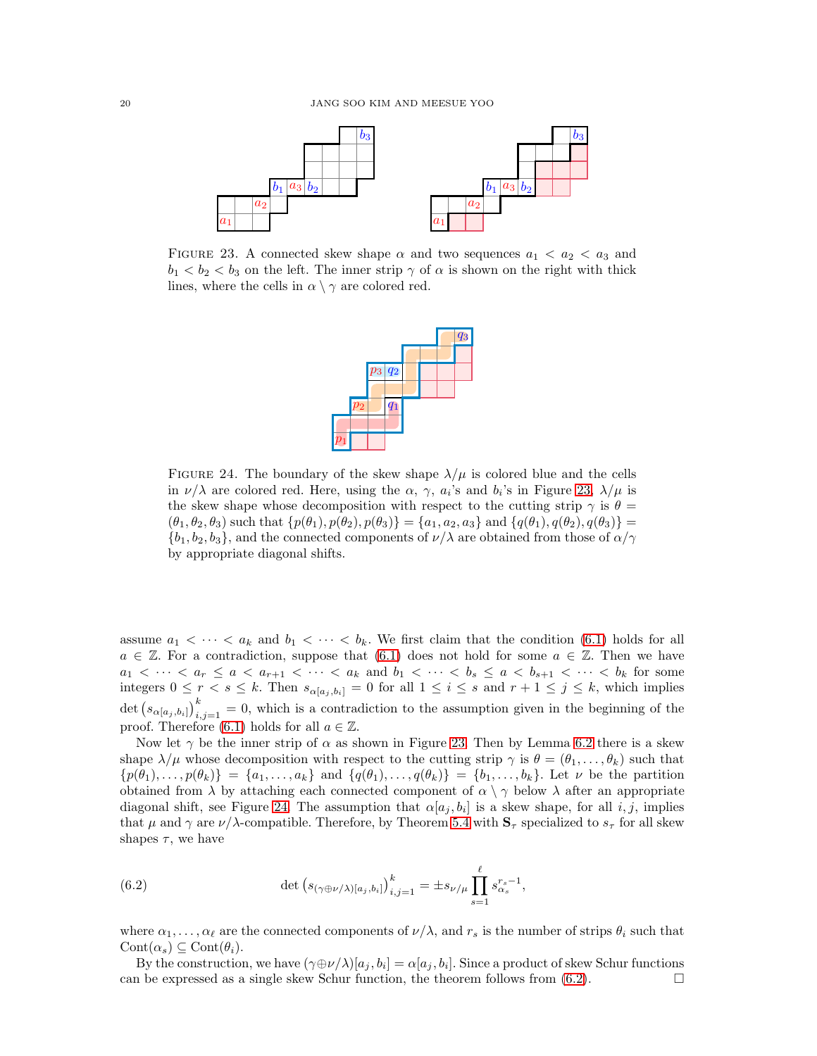FIGURE 23. A connected skew shape $\alpha$ and two sequences $a_1 < a_2 < a_3$ and $b_1 < b_2 < b_3$ on the left. The inner strip $\gamma$ of $\alpha$ is shown on the right with thick lines, where the cells in $\alpha \setminus \gamma$ are colored red.

FIGURE 24. The boundary of the skew shape $\lambda/\mu$ is colored blue and the cells in $\nu/\lambda$ are colored red. Here, using the $\alpha$, $\gamma$, $a_i$'s and $b_i$'s in Figure 23, $\lambda/\mu$ is the skew shape whose decomposition with respect to the cutting strip $\gamma$ is $\theta = (\theta_1, \theta_2, \theta_3)$ such that $\{p(\theta_1), p(\theta_2), p(\theta_3)\} = \{a_1, a_2, a_3\}$ and $\{q(\theta_1), q(\theta_2), q(\theta_3)\} = \{b_1, b_2, b_3\}$, and the connected components of $\nu/\lambda$ are obtained from those of $\alpha/\gamma$ by appropriate diagonal shifts.

assume $a_1 < \cdots < a_k$ and $b_1 < \cdots < b_k$. We first claim that the condition (6.1) holds for all $a \in \mathbb{Z}$. For a contradiction, suppose that (6.1) does not hold for some $a \in \mathbb{Z}$. Then we have $a_1 < \cdots < a_r \le a < a_{r+1} < \cdots < a_k$ and $b_1 < \cdots < b_s \le a < b_{s+1} < \cdots < b_k$ for some integers $0 \le r < s \le k$. Then $s_{\alpha[a_j,b_i]} = 0$ for all $1 \le i \le s$ and $r+1 \le j \le k$, which implies $\det\left(s_{\alpha[a_j,b_i]}\right)_{i,j=1}^{k} = 0$, which is a contradiction to the assumption given in the beginning of the proof. Therefore (6.1) holds for all $a \in \mathbb{Z}$.

Now let $\gamma$ be the inner strip of $\alpha$ as shown in Figure 23. Then by Lemma 6.2 there is a skew shape $\lambda/\mu$ whose decomposition with respect to the cutting strip $\gamma$ is $\theta = (\theta_1, \dots, \theta_k)$ such that $\{p(\theta_1), \dots, p(\theta_k)\} = \{a_1, \dots, a_k\}$ and $\{q(\theta_1), \dots, q(\theta_k)\} = \{b_1, \dots, b_k\}$. Let $\nu$ be the partition obtained from $\lambda$ by attaching each connected component of $\alpha \setminus \gamma$ below $\lambda$ after an appropriate diagonal shift, see Figure 24. The assumption that $\alpha[a_j, b_i]$ is a skew shape, for all $i, j$, implies that $\mu$ and $\gamma$ are $\nu/\lambda$-compatible. Therefore, by Theorem 5.4 with $\mathbf{S}_\tau$ specialized to $s_\tau$ for all skew shapes $\tau$, we have

$$\det\left(s_{(\gamma\oplus\nu/\lambda)[a_j,b_i]}\right)_{i,j=1}^{k} = \pm s_{\nu/\mu} \prod_{s=1}^{\ell} s_{\alpha_s}^{r_s-1}, \tag{6.2}$$

where $\alpha_1, \dots, \alpha_\ell$ are the connected components of $\nu/\lambda$, and $r_s$ is the number of strips $\theta_i$ such that $\mathrm{Cont}(\alpha_s) \subseteq \mathrm{Cont}(\theta_i)$.

By the construction, we have $(\gamma\oplus\nu/\lambda)[a_j, b_i] = \alpha[a_j, b_i]$. Since a product of skew Schur functions can be expressed as a single skew Schur function, the theorem follows from (6.2). $\square$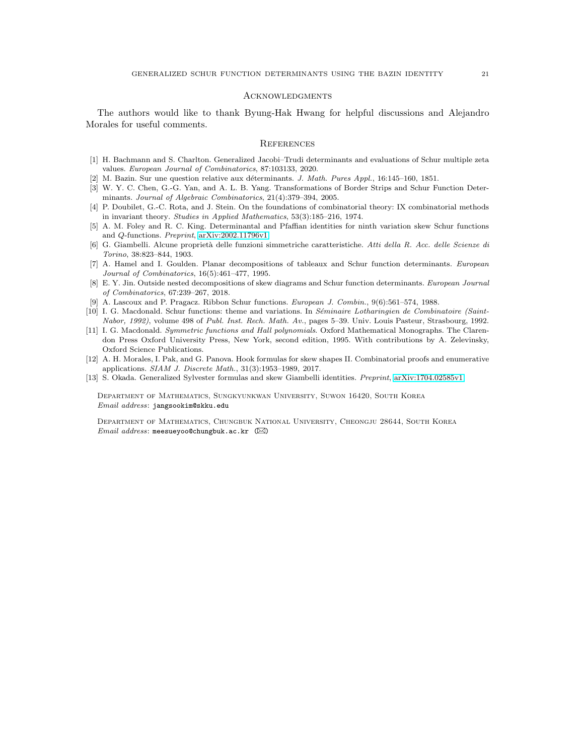## Acknowledgments

The authors would like to thank Byung-Hak Hwang for helpful discussions and Alejandro Morales for useful comments.

## References

[1] H. Bachmann and S. Charlton. Generalized Jacobi–Trudi determinants and evaluations of Schur multiple zeta values. *European Journal of Combinatorics*, 87:103133, 2020.

[2] M. Bazin. Sur une question relative aux déterminants. *J. Math. Pures Appl.*, 16:145–160, 1851.

[3] W. Y. C. Chen, G.-G. Yan, and A. L. B. Yang. Transformations of Border Strips and Schur Function Determinants. *Journal of Algebraic Combinatorics*, 21(4):379–394, 2005.

[4] P. Doubilet, G.-C. Rota, and J. Stein. On the foundations of combinatorial theory: IX combinatorial methods in invariant theory. *Studies in Applied Mathematics*, 53(3):185–216, 1974.

[5] A. M. Foley and R. C. King. Determinantal and Pfaffian identities for ninth variation skew Schur functions and $Q$-functions. *Preprint*, arXiv:2002.11796v1.

[6] G. Giambelli. Alcune proprietà delle funzioni simmetriche caratteristiche. *Atti della R. Acc. delle Scienze di Torino*, 38:823–844, 1903.

[7] A. Hamel and I. Goulden. Planar decompositions of tableaux and Schur function determinants. *European Journal of Combinatorics*, 16(5):461–477, 1995.

[8] E. Y. Jin. Outside nested decompositions of skew diagrams and Schur function determinants. *European Journal of Combinatorics*, 67:239–267, 2018.

[9] A. Lascoux and P. Pragacz. Ribbon Schur functions. *European J. Combin.*, 9(6):561–574, 1988.

[10] I. G. Macdonald. Schur functions: theme and variations. In *Séminaire Lotharingien de Combinatoire (Saint-Nabor, 1992)*, volume 498 of *Publ. Inst. Rech. Math. Av.*, pages 5–39. Univ. Louis Pasteur, Strasbourg, 1992.

[11] I. G. Macdonald. *Symmetric functions and Hall polynomials*. Oxford Mathematical Monographs. The Clarendon Press Oxford University Press, New York, second edition, 1995. With contributions by A. Zelevinsky, Oxford Science Publications.

[12] A. H. Morales, I. Pak, and G. Panova. Hook formulas for skew shapes II. Combinatorial proofs and enumerative applications. *SIAM J. Discrete Math.*, 31(3):1953–1989, 2017.

[13] S. Okada. Generalized Sylvester formulas and skew Giambelli identities. *Preprint*, arXiv:1704.02585v1.

Department of Mathematics, Sungkyunkwan University, Suwon 16420, South Korea
*Email address*: jangsookim@skku.edu

Department of Mathematics, Chungbuk National University, Cheongju 28644, South Korea
*Email address*: meesueyoo@chungbuk.ac.kr (✉)